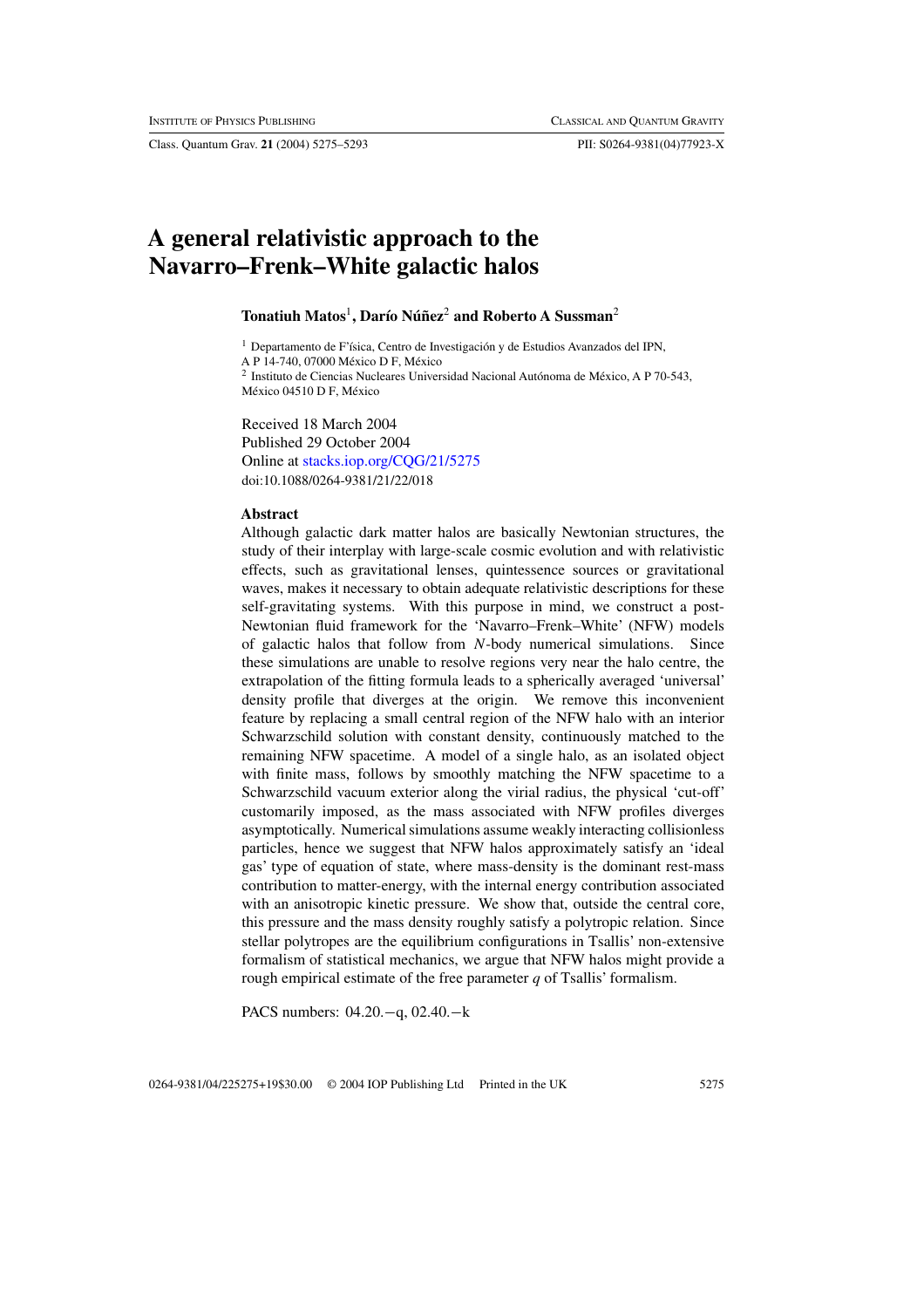# A general relativistic approach to the Navarro–Frenk–White galactic halos

**Tonatiuh Matos[1], Darío Núñez[2] and Roberto A Sussman[2]**

[1] Departamento de F'ísica, Centro de Investigación y de Estudios Avanzados del IPN, A P 14-740, 07000 México D F, México

[2] Instituto de Ciencias Nucleares Universidad Nacional Autónoma de México, A P 70-543, México 04510 D F, México

Received 18 March 2004
Published 29 October 2004
Online at stacks.iop.org/CQG/21/5275
doi:10.1088/0264-9381/21/22/018

### Abstract

Although galactic dark matter halos are basically Newtonian structures, the study of their interplay with large-scale cosmic evolution and with relativistic effects, such as gravitational lenses, quintessence sources or gravitational waves, makes it necessary to obtain adequate relativistic descriptions for these self-gravitating systems. With this purpose in mind, we construct a post-Newtonian fluid framework for the 'Navarro–Frenk–White' (NFW) models of galactic halos that follow from *N*-body numerical simulations. Since these simulations are unable to resolve regions very near the halo centre, the extrapolation of the fitting formula leads to a spherically averaged 'universal' density profile that diverges at the origin. We remove this inconvenient feature by replacing a small central region of the NFW halo with an interior Schwarzschild solution with constant density, continuously matched to the remaining NFW spacetime. A model of a single halo, as an isolated object with finite mass, follows by smoothly matching the NFW spacetime to a Schwarzschild vacuum exterior along the virial radius, the physical 'cut-off' customarily imposed, as the mass associated with NFW profiles diverges asymptotically. Numerical simulations assume weakly interacting collisionless particles, hence we suggest that NFW halos approximately satisfy an 'ideal gas' type of equation of state, where mass-density is the dominant rest-mass contribution to matter-energy, with the internal energy contribution associated with an anisotropic kinetic pressure. We show that, outside the central core, this pressure and the mass density roughly satisfy a polytropic relation. Since stellar polytropes are the equilibrium configurations in Tsallis' non-extensive formalism of statistical mechanics, we argue that NFW halos might provide a rough empirical estimate of the free parameter $q$ of Tsallis' formalism.

PACS numbers: 04.20.−q, 02.40.−k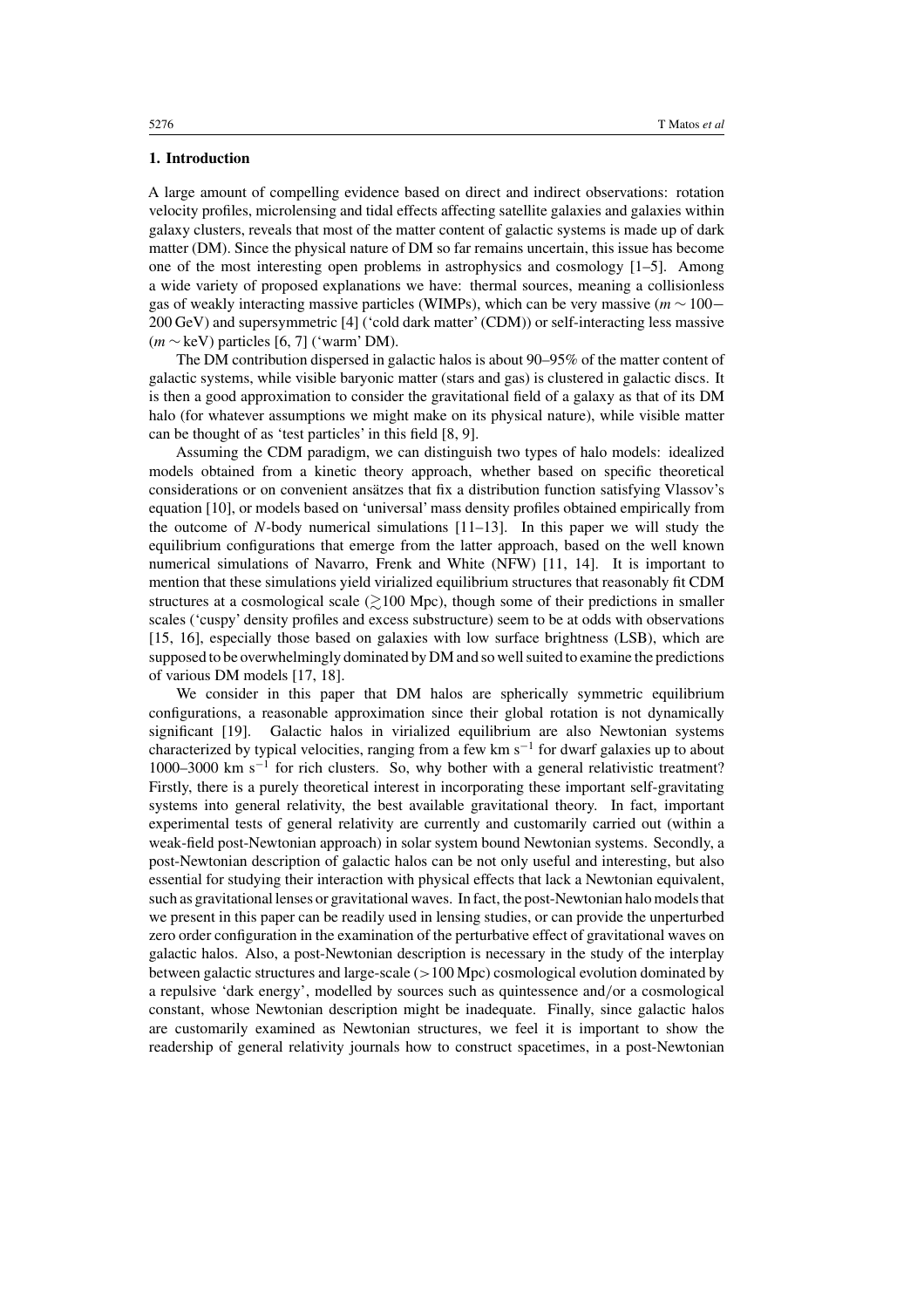## 1. Introduction

A large amount of compelling evidence based on direct and indirect observations: rotation velocity profiles, microlensing and tidal effects affecting satellite galaxies and galaxies within galaxy clusters, reveals that most of the matter content of galactic systems is made up of dark matter (DM). Since the physical nature of DM so far remains uncertain, this issue has become one of the most interesting open problems in astrophysics and cosmology [1–5]. Among a wide variety of proposed explanations we have: thermal sources, meaning a collisionless gas of weakly interacting massive particles (WIMPs), which can be very massive ($m \sim 100-200$ GeV) and supersymmetric [4] ('cold dark matter' (CDM)) or self-interacting less massive ($m \sim$ keV) particles [6, 7] ('warm' DM).

The DM contribution dispersed in galactic halos is about 90–95% of the matter content of galactic systems, while visible baryonic matter (stars and gas) is clustered in galactic discs. It is then a good approximation to consider the gravitational field of a galaxy as that of its DM halo (for whatever assumptions we might make on its physical nature), while visible matter can be thought of as 'test particles' in this field [8, 9].

Assuming the CDM paradigm, we can distinguish two types of halo models: idealized models obtained from a kinetic theory approach, whether based on specific theoretical considerations or on convenient ansätzes that fix a distribution function satisfying Vlassov's equation [10], or models based on 'universal' mass density profiles obtained empirically from the outcome of $N$-body numerical simulations [11–13]. In this paper we will study the equilibrium configurations that emerge from the latter approach, based on the well known numerical simulations of Navarro, Frenk and White (NFW) [11, 14]. It is important to mention that these simulations yield virialized equilibrium structures that reasonably fit CDM structures at a cosmological scale ($\gtrsim$100 Mpc), though some of their predictions in smaller scales ('cuspy' density profiles and excess substructure) seem to be at odds with observations [15, 16], especially those based on galaxies with low surface brightness (LSB), which are supposed to be overwhelmingly dominated by DM and so well suited to examine the predictions of various DM models [17, 18].

We consider in this paper that DM halos are spherically symmetric equilibrium configurations, a reasonable approximation since their global rotation is not dynamically significant [19]. Galactic halos in virialized equilibrium are also Newtonian systems characterized by typical velocities, ranging from a few km s$^{-1}$ for dwarf galaxies up to about 1000–3000 km s$^{-1}$ for rich clusters. So, why bother with a general relativistic treatment? Firstly, there is a purely theoretical interest in incorporating these important self-gravitating systems into general relativity, the best available gravitational theory. In fact, important experimental tests of general relativity are currently and customarily carried out (within a weak-field post-Newtonian approach) in solar system bound Newtonian systems. Secondly, a post-Newtonian description of galactic halos can be not only useful and interesting, but also essential for studying their interaction with physical effects that lack a Newtonian equivalent, such as gravitational lenses or gravitational waves. In fact, the post-Newtonian halo models that we present in this paper can be readily used in lensing studies, or can provide the unperturbed zero order configuration in the examination of the perturbative effect of gravitational waves on galactic halos. Also, a post-Newtonian description is necessary in the study of the interplay between galactic structures and large-scale ($>$100 Mpc) cosmological evolution dominated by a repulsive 'dark energy', modelled by sources such as quintessence and/or a cosmological constant, whose Newtonian description might be inadequate. Finally, since galactic halos are customarily examined as Newtonian structures, we feel it is important to show the readership of general relativity journals how to construct spacetimes, in a post-Newtonian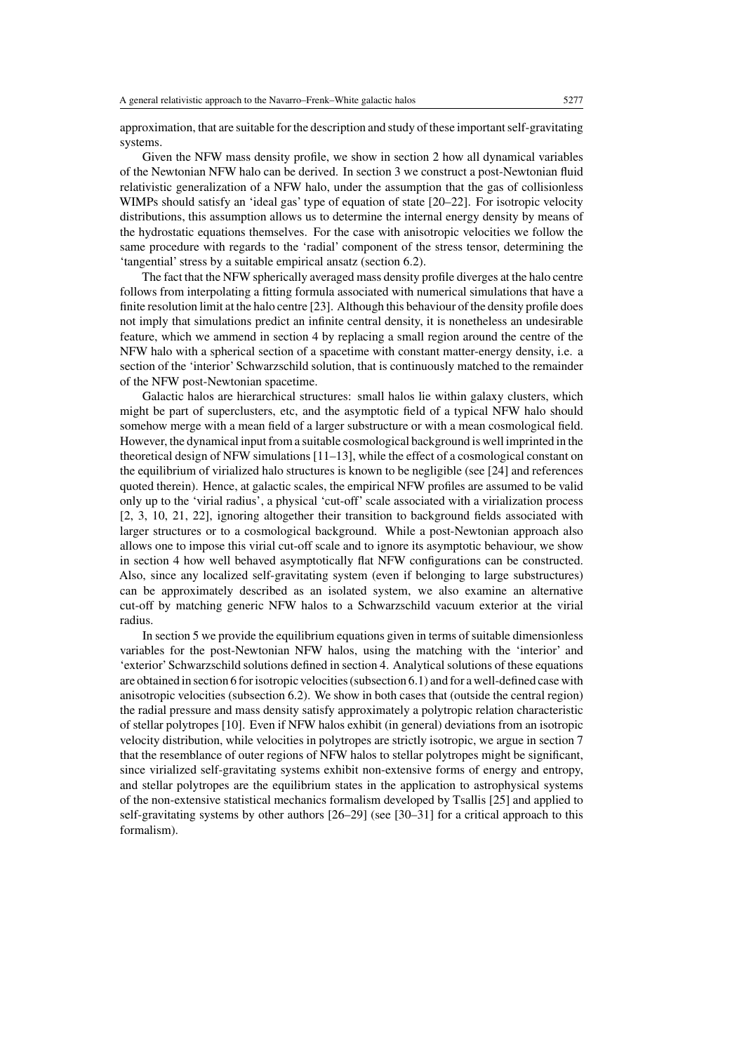approximation, that are suitable for the description and study of these important self-gravitating systems.

Given the NFW mass density profile, we show in section 2 how all dynamical variables of the Newtonian NFW halo can be derived. In section 3 we construct a post-Newtonian fluid relativistic generalization of a NFW halo, under the assumption that the gas of collisionless WIMPs should satisfy an 'ideal gas' type of equation of state [20–22]. For isotropic velocity distributions, this assumption allows us to determine the internal energy density by means of the hydrostatic equations themselves. For the case with anisotropic velocities we follow the same procedure with regards to the 'radial' component of the stress tensor, determining the 'tangential' stress by a suitable empirical ansatz (section 6.2).

The fact that the NFW spherically averaged mass density profile diverges at the halo centre follows from interpolating a fitting formula associated with numerical simulations that have a finite resolution limit at the halo centre [23]. Although this behaviour of the density profile does not imply that simulations predict an infinite central density, it is nonetheless an undesirable feature, which we ammend in section 4 by replacing a small region around the centre of the NFW halo with a spherical section of a spacetime with constant matter-energy density, i.e. a section of the 'interior' Schwarzschild solution, that is continuously matched to the remainder of the NFW post-Newtonian spacetime.

Galactic halos are hierarchical structures: small halos lie within galaxy clusters, which might be part of superclusters, etc, and the asymptotic field of a typical NFW halo should somehow merge with a mean field of a larger substructure or with a mean cosmological field. However, the dynamical input from a suitable cosmological background is well imprinted in the theoretical design of NFW simulations [11–13], while the effect of a cosmological constant on the equilibrium of virialized halo structures is known to be negligible (see [24] and references quoted therein). Hence, at galactic scales, the empirical NFW profiles are assumed to be valid only up to the 'virial radius', a physical 'cut-off' scale associated with a virialization process [2, 3, 10, 21, 22], ignoring altogether their transition to background fields associated with larger structures or to a cosmological background. While a post-Newtonian approach also allows one to impose this virial cut-off scale and to ignore its asymptotic behaviour, we show in section 4 how well behaved asymptotically flat NFW configurations can be constructed. Also, since any localized self-gravitating system (even if belonging to large substructures) can be approximately described as an isolated system, we also examine an alternative cut-off by matching generic NFW halos to a Schwarzschild vacuum exterior at the virial radius.

In section 5 we provide the equilibrium equations given in terms of suitable dimensionless variables for the post-Newtonian NFW halos, using the matching with the 'interior' and 'exterior' Schwarzschild solutions defined in section 4. Analytical solutions of these equations are obtained in section 6 for isotropic velocities (subsection 6.1) and for a well-defined case with anisotropic velocities (subsection 6.2). We show in both cases that (outside the central region) the radial pressure and mass density satisfy approximately a polytropic relation characteristic of stellar polytropes [10]. Even if NFW halos exhibit (in general) deviations from an isotropic velocity distribution, while velocities in polytropes are strictly isotropic, we argue in section 7 that the resemblance of outer regions of NFW halos to stellar polytropes might be significant, since virialized self-gravitating systems exhibit non-extensive forms of energy and entropy, and stellar polytropes are the equilibrium states in the application to astrophysical systems of the non-extensive statistical mechanics formalism developed by Tsallis [25] and applied to self-gravitating systems by other authors [26–29] (see [30–31] for a critical approach to this formalism).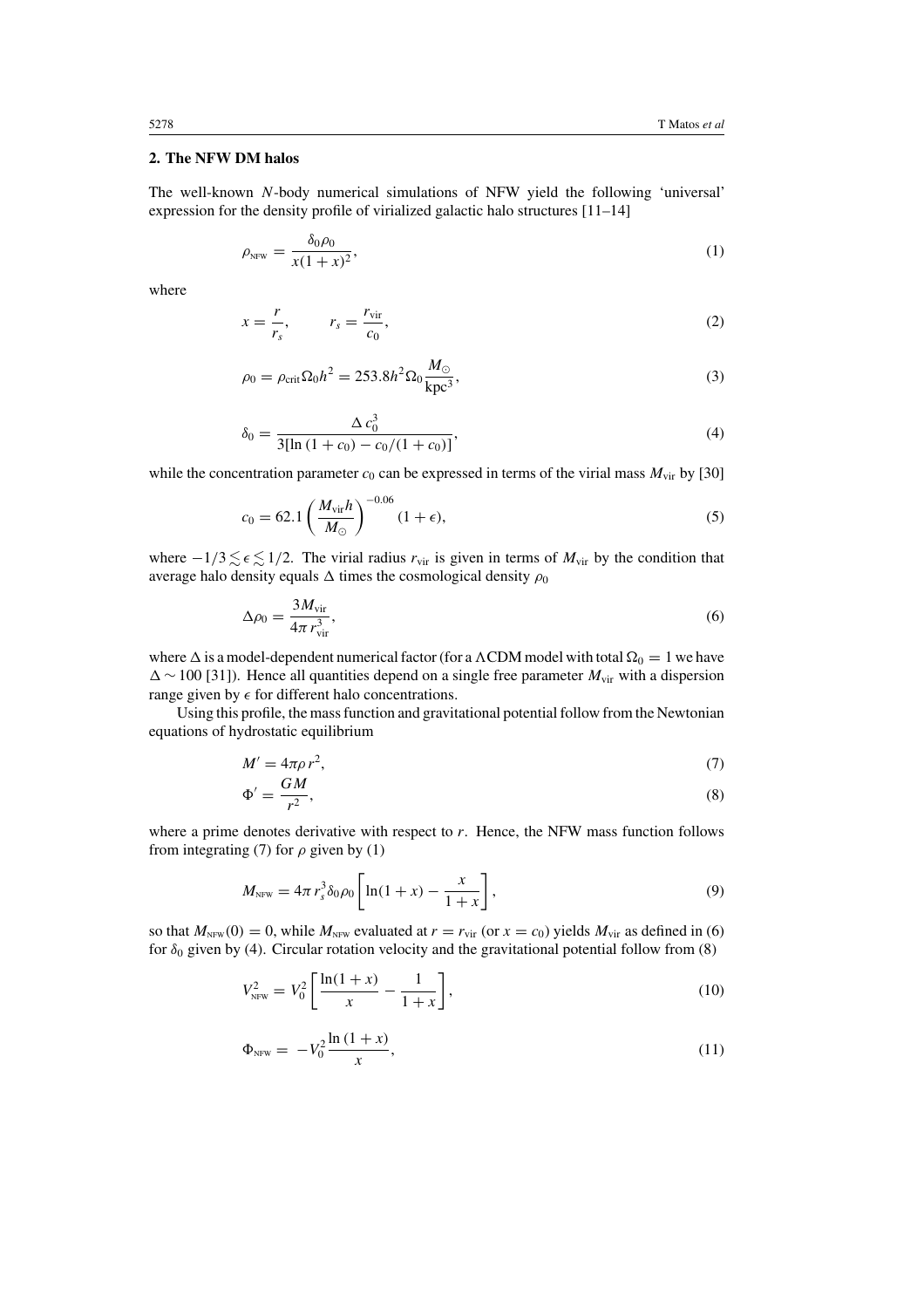## 2. The NFW DM halos

The well-known $N$-body numerical simulations of NFW yield the following 'universal' expression for the density profile of virialized galactic halo structures [11–14]

$$\rho_{\text{NFW}} = \frac{\delta_0 \rho_0}{x(1+x)^2}, \tag{1}$$

where

$$x = \frac{r}{r_s}, \qquad r_s = \frac{r_{\text{vir}}}{c_0}, \tag{2}$$

$$\rho_0 = \rho_{\text{crit}} \Omega_0 h^2 = 253.8 h^2 \Omega_0 \frac{M_\odot}{\text{kpc}^3}, \tag{3}$$

$$\delta_0 = \frac{\Delta\, c_0^3}{3[\ln(1+c_0) - c_0/(1+c_0)]}, \tag{4}$$

while the concentration parameter $c_0$ can be expressed in terms of the virial mass $M_{\text{vir}}$ by [30]

$$c_0 = 62.1 \left( \frac{M_{\text{vir}} h}{M_\odot} \right)^{-0.06} (1+\epsilon), \tag{5}$$

where $-1/3 \lesssim \epsilon \lesssim 1/2$. The virial radius $r_{\text{vir}}$ is given in terms of $M_{\text{vir}}$ by the condition that average halo density equals $\Delta$ times the cosmological density $\rho_0$

$$\Delta \rho_0 = \frac{3 M_{\text{vir}}}{4\pi r_{\text{vir}}^3}, \tag{6}$$

where $\Delta$ is a model-dependent numerical factor (for a $\Lambda$CDM model with total $\Omega_0 = 1$ we have $\Delta \sim 100$ [31]). Hence all quantities depend on a single free parameter $M_{\text{vir}}$ with a dispersion range given by $\epsilon$ for different halo concentrations.

Using this profile, the mass function and gravitational potential follow from the Newtonian equations of hydrostatic equilibrium

$$M' = 4\pi \rho r^2, \tag{7}$$

$$\Phi' = \frac{GM}{r^2}, \tag{8}$$

where a prime denotes derivative with respect to $r$. Hence, the NFW mass function follows from integrating (7) for $\rho$ given by (1)

$$M_{\text{NFW}} = 4\pi r_s^3 \delta_0 \rho_0 \left[ \ln(1+x) - \frac{x}{1+x} \right], \tag{9}$$

so that $M_{\text{NFW}}(0) = 0$, while $M_{\text{NFW}}$ evaluated at $r = r_{\text{vir}}$ (or $x = c_0$) yields $M_{\text{vir}}$ as defined in (6) for $\delta_0$ given by (4). Circular rotation velocity and the gravitational potential follow from (8)

$$V_{\text{NFW}}^2 = V_0^2 \left[ \frac{\ln(1+x)}{x} - \frac{1}{1+x} \right], \tag{10}$$

$$\Phi_{\text{NFW}} = -V_0^2 \frac{\ln(1+x)}{x}, \tag{11}$$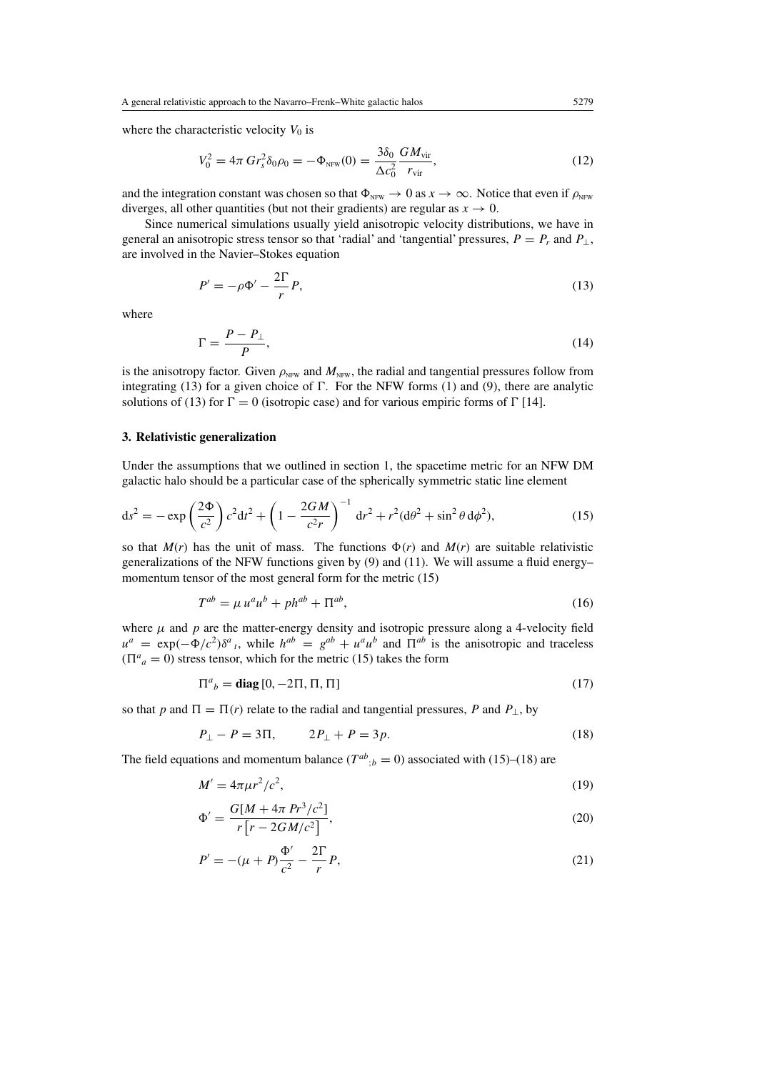where the characteristic velocity $V_0$ is

$$V_0^2 = 4\pi G r_s^2 \delta_0 \rho_0 = -\Phi_{\text{NFW}}(0) = \frac{3\delta_0}{\Delta c_0^2}\frac{G M_{\text{vir}}}{r_{\text{vir}}}, \tag{12}$$

and the integration constant was chosen so that $\Phi_{\text{NFW}} \to 0$ as $x \to \infty$. Notice that even if $\rho_{\text{NFW}}$ diverges, all other quantities (but not their gradients) are regular as $x \to 0$.

Since numerical simulations usually yield anisotropic velocity distributions, we have in general an anisotropic stress tensor so that 'radial' and 'tangential' pressures, $P = P_r$ and $P_\perp$, are involved in the Navier–Stokes equation

$$P' = -\rho\Phi' - \frac{2\Gamma}{r}P, \tag{13}$$

where

$$\Gamma = \frac{P - P_\perp}{P}, \tag{14}$$

is the anisotropy factor. Given $\rho_{\text{NFW}}$ and $M_{\text{NFW}}$, the radial and tangential pressures follow from integrating (13) for a given choice of $\Gamma$. For the NFW forms (1) and (9), there are analytic solutions of (13) for $\Gamma = 0$ (isotropic case) and for various empiric forms of $\Gamma$ [14].

## 3. Relativistic generalization

Under the assumptions that we outlined in section 1, the spacetime metric for an NFW DM galactic halo should be a particular case of the spherically symmetric static line element

$$\mathrm{d}s^2 = -\exp\left(\frac{2\Phi}{c^2}\right)c^2\mathrm{d}t^2 + \left(1 - \frac{2GM}{c^2 r}\right)^{-1}\mathrm{d}r^2 + r^2(\mathrm{d}\theta^2 + \sin^2\theta\,\mathrm{d}\phi^2), \tag{15}$$

so that $M(r)$ has the unit of mass. The functions $\Phi(r)$ and $M(r)$ are suitable relativistic generalizations of the NFW functions given by (9) and (11). We will assume a fluid energy–momentum tensor of the most general form for the metric (15)

$$T^{ab} = \mu\, u^a u^b + p h^{ab} + \Pi^{ab}, \tag{16}$$

where $\mu$ and $p$ are the matter-energy density and isotropic pressure along a 4-velocity field $u^a = \exp(-\Phi/c^2)\delta^a{}_t$, while $h^{ab} = g^{ab} + u^a u^b$ and $\Pi^{ab}$ is the anisotropic and traceless ($\Pi^a{}_a = 0$) stress tensor, which for the metric (15) takes the form

$$\Pi^a{}_b = \mathbf{diag}\,[0, -2\Pi, \Pi, \Pi] \tag{17}$$

so that $p$ and $\Pi = \Pi(r)$ relate to the radial and tangential pressures, $P$ and $P_\perp$, by

$$P_\perp - P = 3\Pi, \qquad 2P_\perp + P = 3p. \tag{18}$$

The field equations and momentum balance ($T^{ab}{}_{;b} = 0$) associated with (15)–(18) are

$$M' = 4\pi\mu r^2/c^2, \tag{19}$$

$$\Phi' = \frac{G[M + 4\pi P r^3/c^2]}{r\left[r - 2GM/c^2\right]}, \tag{20}$$

$$P' = -(\mu + P)\frac{\Phi'}{c^2} - \frac{2\Gamma}{r}P, \tag{21}$$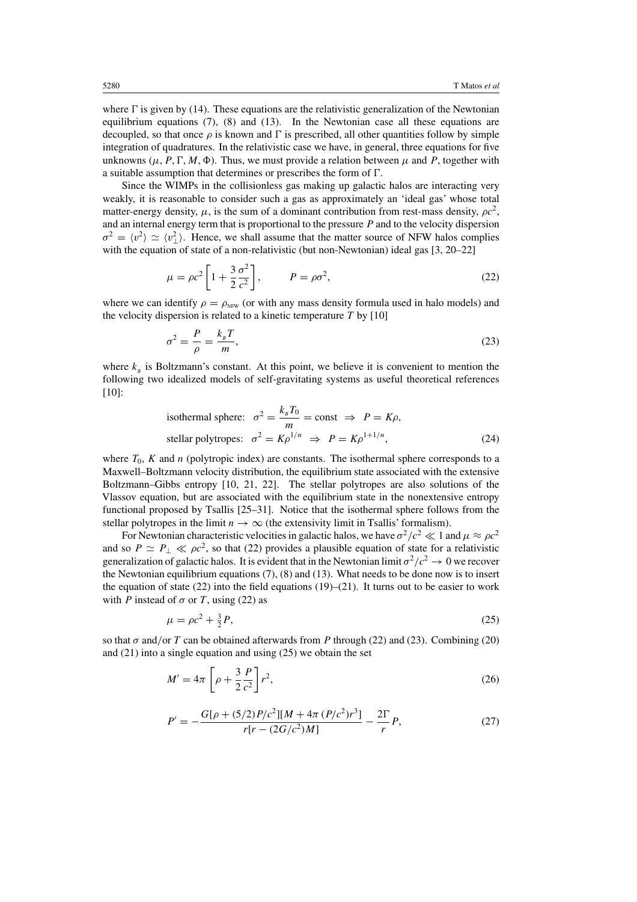where $\Gamma$ is given by (14). These equations are the relativistic generalization of the Newtonian equilibrium equations (7), (8) and (13). In the Newtonian case all these equations are decoupled, so that once $\rho$ is known and $\Gamma$ is prescribed, all other quantities follow by simple integration of quadratures. In the relativistic case we have, in general, three equations for five unknowns ($\mu$, $P$, $\Gamma$, $M$, $\Phi$). Thus, we must provide a relation between $\mu$ and $P$, together with a suitable assumption that determines or prescribes the form of $\Gamma$.

Since the WIMPs in the collisionless gas making up galactic halos are interacting very weakly, it is reasonable to consider such a gas as approximately an 'ideal gas' whose total matter-energy density, $\mu$, is the sum of a dominant contribution from rest-mass density, $\rho c^2$, and an internal energy term that is proportional to the pressure $P$ and to the velocity dispersion $\sigma^2 = \langle v^2 \rangle \simeq \langle v_\perp^2 \rangle$. Hence, we shall assume that the matter source of NFW halos complies with the equation of state of a non-relativistic (but non-Newtonian) ideal gas [3, 20–22]

$$\mu = \rho c^2 \left[ 1 + \frac{3}{2} \frac{\sigma^2}{c^2} \right], \qquad P = \rho \sigma^2, \tag{22}$$

where we can identify $\rho = \rho_{\text{NFW}}$ (or with any mass density formula used in halo models) and the velocity dispersion is related to a kinetic temperature $T$ by [10]

$$\sigma^2 = \frac{P}{\rho} = \frac{k_B T}{m}, \tag{23}$$

where $k_B$ is Boltzmann's constant. At this point, we believe it is convenient to mention the following two idealized models of self-gravitating systems as useful theoretical references [10]:

$$\begin{aligned}
&\text{isothermal sphere:} \quad \sigma^2 = \frac{k_B T_0}{m} = \text{const} \;\Rightarrow\; P = K\rho, \\
&\text{stellar polytropes:} \quad \sigma^2 = K\rho^{1/n} \;\Rightarrow\; P = K\rho^{1+1/n},
\end{aligned} \tag{24}$$

where $T_0$, $K$ and $n$ (polytropic index) are constants. The isothermal sphere corresponds to a Maxwell–Boltzmann velocity distribution, the equilibrium state associated with the extensive Boltzmann–Gibbs entropy [10, 21, 22]. The stellar polytropes are also solutions of the Vlassov equation, but are associated with the equilibrium state in the nonextensive entropy functional proposed by Tsallis [25–31]. Notice that the isothermal sphere follows from the stellar polytropes in the limit $n \to \infty$ (the extensivity limit in Tsallis' formalism).

For Newtonian characteristic velocities in galactic halos, we have $\sigma^2/c^2 \ll 1$ and $\mu \approx \rho c^2$ and so $P \simeq P_\perp \ll \rho c^2$, so that (22) provides a plausible equation of state for a relativistic generalization of galactic halos. It is evident that in the Newtonian limit $\sigma^2/c^2 \to 0$ we recover the Newtonian equilibrium equations (7), (8) and (13). What needs to be done now is to insert the equation of state (22) into the field equations (19)–(21). It turns out to be easier to work with $P$ instead of $\sigma$ or $T$, using (22) as

$$\mu = \rho c^2 + \tfrac{3}{2} P, \tag{25}$$

so that $\sigma$ and/or $T$ can be obtained afterwards from $P$ through (22) and (23). Combining (20) and (21) into a single equation and using (25) we obtain the set

$$M' = 4\pi \left[ \rho + \frac{3}{2} \frac{P}{c^2} \right] r^2, \tag{26}$$

$$P' = -\frac{G[\rho + (5/2)P/c^2][M + 4\pi (P/c^2) r^3]}{r[r - (2G/c^2)M]} - \frac{2\Gamma}{r} P, \tag{27}$$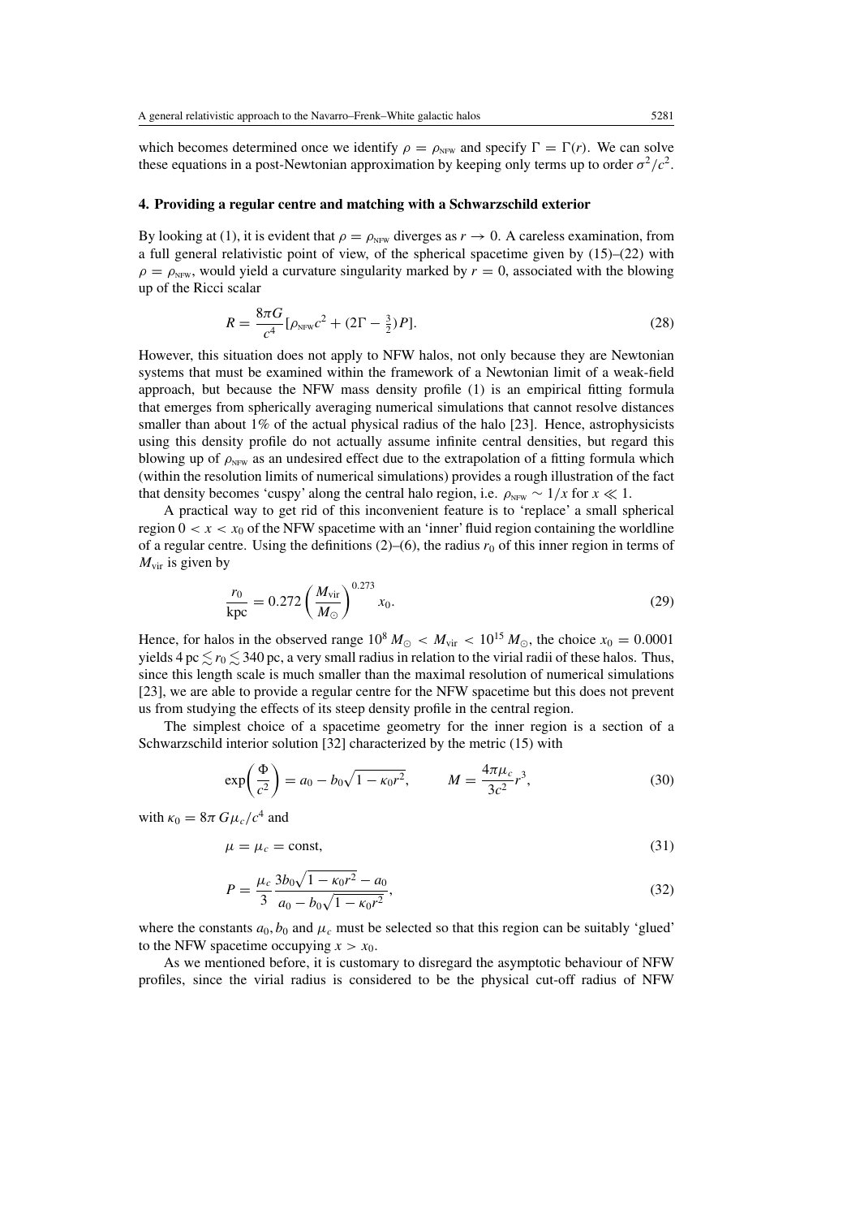which becomes determined once we identify $\rho = \rho_{\text{NFW}}$ and specify $\Gamma = \Gamma(r)$. We can solve these equations in a post-Newtonian approximation by keeping only terms up to order $\sigma^2/c^2$.

## 4. Providing a regular centre and matching with a Schwarzschild exterior

By looking at (1), it is evident that $\rho = \rho_{\text{NFW}}$ diverges as $r \to 0$. A careless examination, from a full general relativistic point of view, of the spherical spacetime given by (15)–(22) with $\rho = \rho_{\text{NFW}}$, would yield a curvature singularity marked by $r = 0$, associated with the blowing up of the Ricci scalar

$$R = \frac{8\pi G}{c^4}\left[\rho_{\text{NFW}} c^2 + \left(2\Gamma - \tfrac{3}{2}\right) P\right]. \tag{28}$$

However, this situation does not apply to NFW halos, not only because they are Newtonian systems that must be examined within the framework of a Newtonian limit of a weak-field approach, but because the NFW mass density profile (1) is an empirical fitting formula that emerges from spherically averaging numerical simulations that cannot resolve distances smaller than about 1% of the actual physical radius of the halo [23]. Hence, astrophysicists using this density profile do not actually assume infinite central densities, but regard this blowing up of $\rho_{\text{NFW}}$ as an undesired effect due to the extrapolation of a fitting formula which (within the resolution limits of numerical simulations) provides a rough illustration of the fact that density becomes 'cuspy' along the central halo region, i.e. $\rho_{\text{NFW}} \sim 1/x$ for $x \ll 1$.

A practical way to get rid of this inconvenient feature is to 'replace' a small spherical region $0 < x < x_0$ of the NFW spacetime with an 'inner' fluid region containing the worldline of a regular centre. Using the definitions (2)–(6), the radius $r_0$ of this inner region in terms of $M_{\text{vir}}$ is given by

$$\frac{r_0}{\text{kpc}} = 0.272 \left(\frac{M_{\text{vir}}}{M_\odot}\right)^{0.273} x_0. \tag{29}$$

Hence, for halos in the observed range $10^8\, M_\odot < M_{\text{vir}} < 10^{15}\, M_\odot$, the choice $x_0 = 0.0001$ yields $4\,\text{pc} \lesssim r_0 \lesssim 340\,\text{pc}$, a very small radius in relation to the virial radii of these halos. Thus, since this length scale is much smaller than the maximal resolution of numerical simulations [23], we are able to provide a regular centre for the NFW spacetime but this does not prevent us from studying the effects of its steep density profile in the central region.

The simplest choice of a spacetime geometry for the inner region is a section of a Schwarzschild interior solution [32] characterized by the metric (15) with

$$\exp\left(\frac{\Phi}{c^2}\right) = a_0 - b_0\sqrt{1 - \kappa_0 r^2}, \qquad M = \frac{4\pi\mu_c}{3c^2} r^3, \tag{30}$$

with $\kappa_0 = 8\pi\, G\mu_c/c^4$ and

$$\mu = \mu_c = \text{const}, \tag{31}$$

$$P = \frac{\mu_c}{3}\,\frac{3b_0\sqrt{1 - \kappa_0 r^2} - a_0}{a_0 - b_0\sqrt{1 - \kappa_0 r^2}}, \tag{32}$$

where the constants $a_0, b_0$ and $\mu_c$ must be selected so that this region can be suitably 'glued' to the NFW spacetime occupying $x > x_0$.

As we mentioned before, it is customary to disregard the asymptotic behaviour of NFW profiles, since the virial radius is considered to be the physical cut-off radius of NFW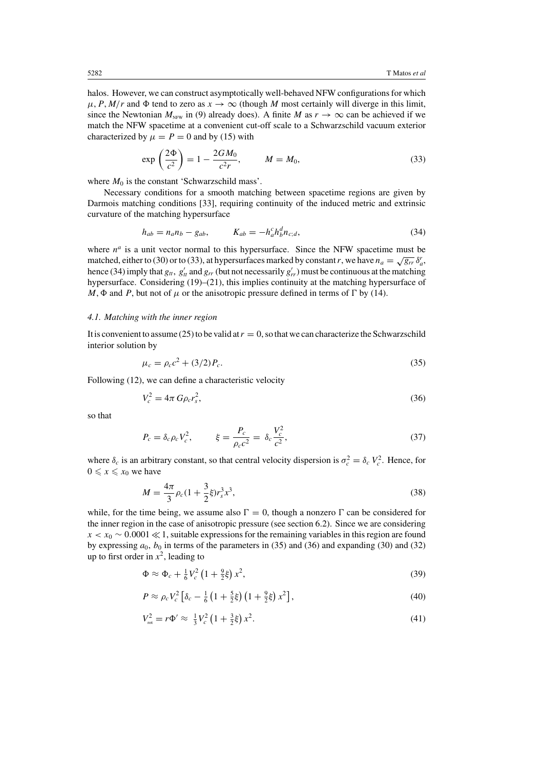halos. However, we can construct asymptotically well-behaved NFW configurations for which $\mu, P, M/r$ and $\Phi$ tend to zero as $x \to \infty$ (though $M$ most certainly will diverge in this limit, since the Newtonian $M_{\rm NFW}$ in (9) already does). A finite $M$ as $r \to \infty$ can be achieved if we match the NFW spacetime at a convenient cut-off scale to a Schwarzschild vacuum exterior characterized by $\mu = P = 0$ and by (15) with

$$\exp\left(\frac{2\Phi}{c^2}\right) = 1 - \frac{2GM_0}{c^2 r}, \qquad M = M_0, \tag{33}$$

where $M_0$ is the constant 'Schwarzschild mass'.

Necessary conditions for a smooth matching between spacetime regions are given by Darmois matching conditions [33], requiring continuity of the induced metric and extrinsic curvature of the matching hypersurface

$$h_{ab} = n_a n_b - g_{ab}, \qquad K_{ab} = -h_a^c h_b^d n_{c;d}, \tag{34}$$

where $n^a$ is a unit vector normal to this hypersurface. Since the NFW spacetime must be matched, either to (30) or to (33), at hypersurfaces marked by constant $r$, we have $n_a = \sqrt{g_{rr}}\,\delta_a^r$, hence (34) imply that $g_{tt}$, $g'_{tt}$ and $g_{rr}$ (but not necessarily $g'_{rr}$) must be continuous at the matching hypersurface. Considering (19)–(21), this implies continuity at the matching hypersurface of $M$, $\Phi$ and $P$, but not of $\mu$ or the anisotropic pressure defined in terms of $\Gamma$ by (14).

### 4.1. Matching with the inner region

It is convenient to assume (25) to be valid at $r = 0$, so that we can characterize the Schwarzschild interior solution by

$$\mu_c = \rho_c c^2 + (3/2) P_c. \tag{35}$$

Following (12), we can define a characteristic velocity

$$V_c^2 = 4\pi G \rho_c r_s^2, \tag{36}$$

so that

$$P_c = \delta_c \rho_c V_c^2, \qquad \xi = \frac{P_c}{\rho_c c^2} = \delta_c \frac{V_c^2}{c^2}, \tag{37}$$

where $\delta_c$ is an arbitrary constant, so that central velocity dispersion is $\sigma_c^2 = \delta_c V_c^2$. Hence, for $0 \leqslant x \leqslant x_0$ we have

$$M = \frac{4\pi}{3}\rho_c\left(1 + \frac{3}{2}\xi\right) r_s^3 x^3, \tag{38}$$

while, for the time being, we assume also $\Gamma = 0$, though a nonzero $\Gamma$ can be considered for the inner region in the case of anisotropic pressure (see section 6.2). Since we are considering $x < x_0 \sim 0.0001 \ll 1$, suitable expressions for the remaining variables in this region are found by expressing $a_0$, $b_0$ in terms of the parameters in (35) and (36) and expanding (30) and (32) up to first order in $x^2$, leading to

$$\Phi \approx \Phi_c + \tfrac{1}{6} V_c^2 \left(1 + \tfrac{9}{2}\xi\right) x^2, \tag{39}$$

$$P \approx \rho_c V_c^2 \left[\delta_c - \tfrac{1}{6}\left(1 + \tfrac{5}{2}\xi\right)\left(1 + \tfrac{9}{2}\xi\right) x^2\right], \tag{40}$$

$$V_{\rm rot}^2 = r\Phi' \approx \tfrac{1}{3} V_c^2 \left(1 + \tfrac{3}{2}\xi\right) x^2. \tag{41}$$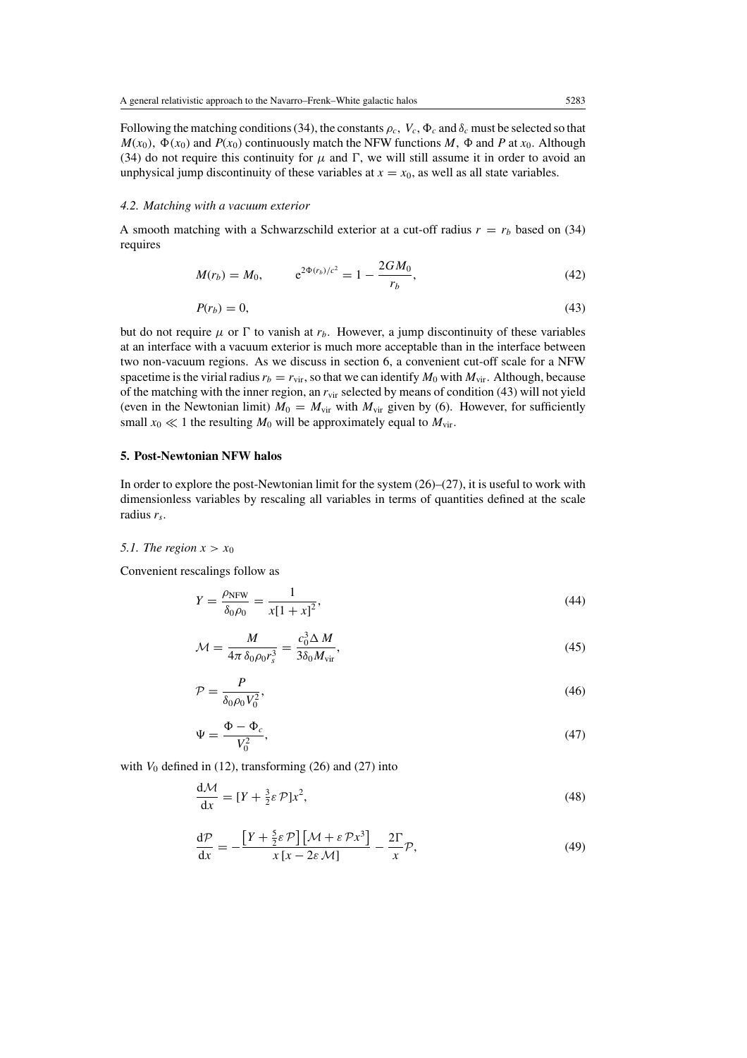Following the matching conditions (34), the constants $\rho_c$, $V_c$, $\Phi_c$ and $\delta_c$ must be selected so that $M(x_0)$, $\Phi(x_0)$ and $P(x_0)$ continuously match the NFW functions $M$, $\Phi$ and $P$ at $x_0$. Although (34) do not require this continuity for $\mu$ and $\Gamma$, we will still assume it in order to avoid an unphysical jump discontinuity of these variables at $x = x_0$, as well as all state variables.

### 4.2. Matching with a vacuum exterior

A smooth matching with a Schwarzschild exterior at a cut-off radius $r = r_b$ based on (34) requires

$$M(r_b) = M_0, \qquad e^{2\Phi(r_b)/c^2} = 1 - \frac{2GM_0}{r_b}, \tag{42}$$

$$P(r_b) = 0, \tag{43}$$

but do not require $\mu$ or $\Gamma$ to vanish at $r_b$. However, a jump discontinuity of these variables at an interface with a vacuum exterior is much more acceptable than in the interface between two non-vacuum regions. As we discuss in section 6, a convenient cut-off scale for a NFW spacetime is the virial radius $r_b = r_{\text{vir}}$, so that we can identify $M_0$ with $M_{\text{vir}}$. Although, because of the matching with the inner region, an $r_{\text{vir}}$ selected by means of condition (43) will not yield (even in the Newtonian limit) $M_0 = M_{\text{vir}}$ with $M_{\text{vir}}$ given by (6). However, for sufficiently small $x_0 \ll 1$ the resulting $M_0$ will be approximately equal to $M_{\text{vir}}$.

## 5. Post-Newtonian NFW halos

In order to explore the post-Newtonian limit for the system (26)–(27), it is useful to work with dimensionless variables by rescaling all variables in terms of quantities defined at the scale radius $r_s$.

### 5.1. The region $x > x_0$

Convenient rescalings follow as

$$Y = \frac{\rho_{\text{NFW}}}{\delta_0 \rho_0} = \frac{1}{x[1+x]^2}, \tag{44}$$

$$\mathcal{M} = \frac{M}{4\pi\, \delta_0 \rho_0 r_s^3} = \frac{c_0^3 \Delta\, M}{3\delta_0 M_{\text{vir}}}, \tag{45}$$

$$\mathcal{P} = \frac{P}{\delta_0 \rho_0 V_0^2}, \tag{46}$$

$$\Psi = \frac{\Phi - \Phi_c}{V_0^2}, \tag{47}$$

with $V_0$ defined in (12), transforming (26) and (27) into

$$\frac{\mathrm{d}\mathcal{M}}{\mathrm{d}x} = [Y + \tfrac{3}{2}\varepsilon\, \mathcal{P}]x^2, \tag{48}$$

$$\frac{\mathrm{d}\mathcal{P}}{\mathrm{d}x} = -\frac{\left[Y + \frac{5}{2}\varepsilon\, \mathcal{P}\right]\left[\mathcal{M} + \varepsilon\, \mathcal{P}x^3\right]}{x\,[x - 2\varepsilon\, \mathcal{M}]} - \frac{2\Gamma}{x}\mathcal{P}, \tag{49}$$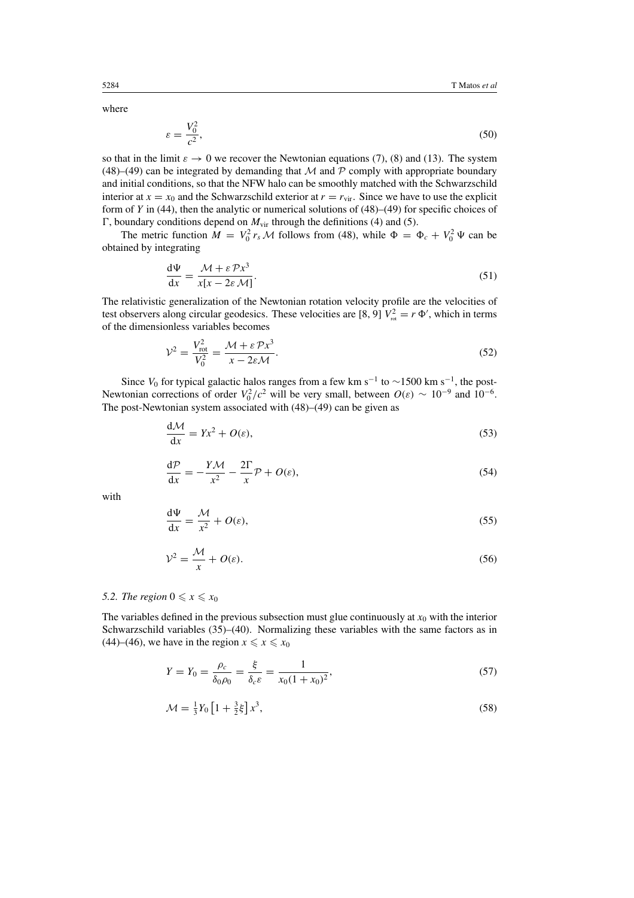where

$$\varepsilon = \frac{V_0^2}{c^2}, \tag{50}$$

so that in the limit $\varepsilon \to 0$ we recover the Newtonian equations (7), (8) and (13). The system (48)–(49) can be integrated by demanding that $\mathcal{M}$ and $\mathcal{P}$ comply with appropriate boundary and initial conditions, so that the NFW halo can be smoothly matched with the Schwarzschild interior at $x = x_0$ and the Schwarzschild exterior at $r = r_{\rm vir}$. Since we have to use the explicit form of $Y$ in (44), then the analytic or numerical solutions of (48)–(49) for specific choices of $\Gamma$, boundary conditions depend on $M_{\rm vir}$ through the definitions (4) and (5).

The metric function $M = V_0^2 r_s \mathcal{M}$ follows from (48), while $\Phi = \Phi_c + V_0^2 \Psi$ can be obtained by integrating

$$\frac{\mathrm{d}\Psi}{\mathrm{d}x} = \frac{\mathcal{M} + \varepsilon \mathcal{P} x^3}{x[x - 2\varepsilon \mathcal{M}]}. \tag{51}$$

The relativistic generalization of the Newtonian rotation velocity profile are the velocities of test observers along circular geodesics. These velocities are [8, 9] $V_{\rm rot}^2 = r\,\Phi'$, which in terms of the dimensionless variables becomes

$$\mathcal{V}^2 = \frac{V_{\rm rot}^2}{V_0^2} = \frac{\mathcal{M} + \varepsilon \mathcal{P} x^3}{x - 2\varepsilon \mathcal{M}}. \tag{52}$$

Since $V_0$ for typical galactic halos ranges from a few km s$^{-1}$ to $\sim$1500 km s$^{-1}$, the post-Newtonian corrections of order $V_0^2/c^2$ will be very small, between $O(\varepsilon) \sim 10^{-9}$ and $10^{-6}$. The post-Newtonian system associated with (48)–(49) can be given as

$$\frac{\mathrm{d}\mathcal{M}}{\mathrm{d}x} = Y x^2 + O(\varepsilon), \tag{53}$$

$$\frac{\mathrm{d}\mathcal{P}}{\mathrm{d}x} = -\frac{Y\mathcal{M}}{x^2} - \frac{2\Gamma}{x}\mathcal{P} + O(\varepsilon), \tag{54}$$

with

$$\frac{\mathrm{d}\Psi}{\mathrm{d}x} = \frac{\mathcal{M}}{x^2} + O(\varepsilon), \tag{55}$$

$$\mathcal{V}^2 = \frac{\mathcal{M}}{x} + O(\varepsilon). \tag{56}$$

### *5.2. The region $0 \leqslant x \leqslant x_0$*

The variables defined in the previous subsection must glue continuously at $x_0$ with the interior Schwarzschild variables (35)–(40). Normalizing these variables with the same factors as in (44)–(46), we have in the region $x \leqslant x \leqslant x_0$

$$Y = Y_0 = \frac{\rho_c}{\delta_0 \rho_0} = \frac{\xi}{\delta_c \varepsilon} = \frac{1}{x_0(1 + x_0)^2}, \tag{57}$$

$$\mathcal{M} = \tfrac{1}{3} Y_0 \left[1 + \tfrac{3}{2}\xi\right] x^3, \tag{58}$$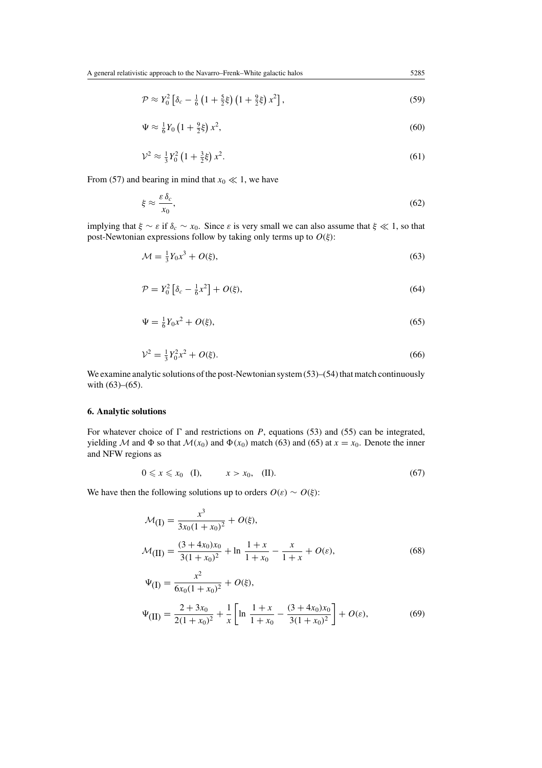$$\mathcal{P} \approx Y_0^2 \left[\delta_c - \tfrac{1}{6}\left(1 + \tfrac{5}{2}\xi\right)\left(1 + \tfrac{9}{2}\xi\right)x^2\right], \tag{59}$$

$$\Psi \approx \tfrac{1}{6} Y_0 \left(1 + \tfrac{9}{2}\xi\right) x^2, \tag{60}$$

$$\mathcal{V}^2 \approx \tfrac{1}{3} Y_0^2 \left(1 + \tfrac{3}{2}\xi\right) x^2. \tag{61}$$

From (57) and bearing in mind that $x_0 \ll 1$, we have

$$\xi \approx \frac{\varepsilon\,\delta_c}{x_0}, \tag{62}$$

implying that $\xi \sim \varepsilon$ if $\delta_c \sim x_0$. Since $\varepsilon$ is very small we can also assume that $\xi \ll 1$, so that post-Newtonian expressions follow by taking only terms up to $O(\xi)$:

$$\mathcal{M} = \tfrac{1}{3} Y_0 x^3 + O(\xi), \tag{63}$$

$$\mathcal{P} = Y_0^2 \left[\delta_c - \tfrac{1}{6} x^2\right] + O(\xi), \tag{64}$$

$$\Psi = \tfrac{1}{6} Y_0 x^2 + O(\xi), \tag{65}$$

$$\mathcal{V}^2 = \tfrac{1}{3} Y_0^2 x^2 + O(\xi). \tag{66}$$

We examine analytic solutions of the post-Newtonian system (53)–(54) that match continuously with (63)–(65).

## 6. Analytic solutions

For whatever choice of $\Gamma$ and restrictions on $P$, equations (53) and (55) can be integrated, yielding $\mathcal{M}$ and $\Phi$ so that $\mathcal{M}(x_0)$ and $\Phi(x_0)$ match (63) and (65) at $x = x_0$. Denote the inner and NFW regions as

$$0 \leqslant x \leqslant x_0 \quad \text{(I)}, \qquad x > x_0, \quad \text{(II)}. \tag{67}$$

We have then the following solutions up to orders $O(\varepsilon) \sim O(\xi)$:

$$\begin{aligned} \mathcal{M}_{(\mathrm{I})} &= \frac{x^3}{3x_0(1+x_0)^2} + O(\xi), \\ \mathcal{M}_{(\mathrm{II})} &= \frac{(3+4x_0)x_0}{3(1+x_0)^2} + \ln\frac{1+x}{1+x_0} - \frac{x}{1+x} + O(\varepsilon), \end{aligned} \tag{68}$$

$$\begin{aligned} \Psi_{(\mathrm{I})} &= \frac{x^2}{6x_0(1+x_0)^2} + O(\xi), \\ \Psi_{(\mathrm{II})} &= \frac{2+3x_0}{2(1+x_0)^2} + \frac{1}{x}\left[\ln\frac{1+x}{1+x_0} - \frac{(3+4x_0)x_0}{3(1+x_0)^2}\right] + O(\varepsilon), \end{aligned} \tag{69}$$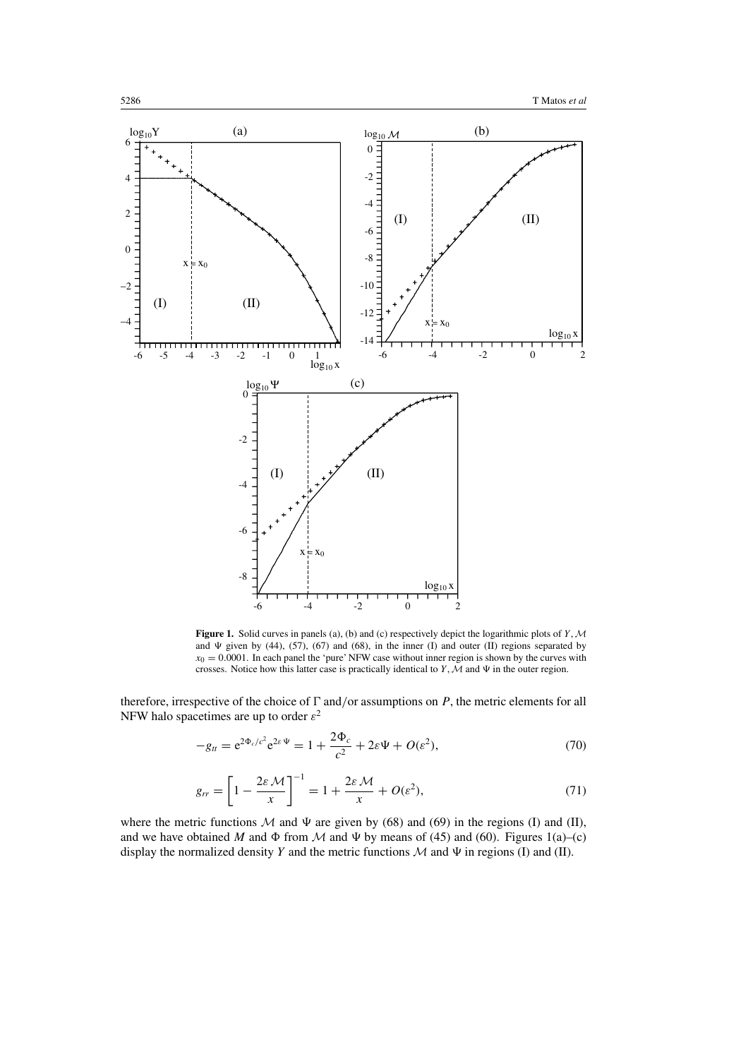**Figure 1.** Solid curves in panels (a), (b) and (c) respectively depict the logarithmic plots of $Y$, $\mathcal{M}$ and $\Psi$ given by (44), (57), (67) and (68), in the inner (I) and outer (II) regions separated by $x_0 = 0.0001$. In each panel the 'pure' NFW case without inner region is shown by the curves with crosses. Notice how this latter case is practically identical to $Y$, $\mathcal{M}$ and $\Psi$ in the outer region.

therefore, irrespective of the choice of $\Gamma$ and/or assumptions on $P$, the metric elements for all NFW halo spacetimes are up to order $\varepsilon^2$

$$-g_{tt} = \mathrm{e}^{2\Phi_c/c^2}\mathrm{e}^{2\varepsilon\,\Psi} = 1 + \frac{2\Phi_c}{c^2} + 2\varepsilon\Psi + O(\varepsilon^2), \tag{70}$$

$$g_{rr} = \left[1 - \frac{2\varepsilon\,\mathcal{M}}{x}\right]^{-1} = 1 + \frac{2\varepsilon\,\mathcal{M}}{x} + O(\varepsilon^2), \tag{71}$$

where the metric functions $\mathcal{M}$ and $\Psi$ are given by (68) and (69) in the regions (I) and (II), and we have obtained $M$ and $\Phi$ from $\mathcal{M}$ and $\Psi$ by means of (45) and (60). Figures 1(a)–(c) display the normalized density $Y$ and the metric functions $\mathcal{M}$ and $\Psi$ in regions (I) and (II).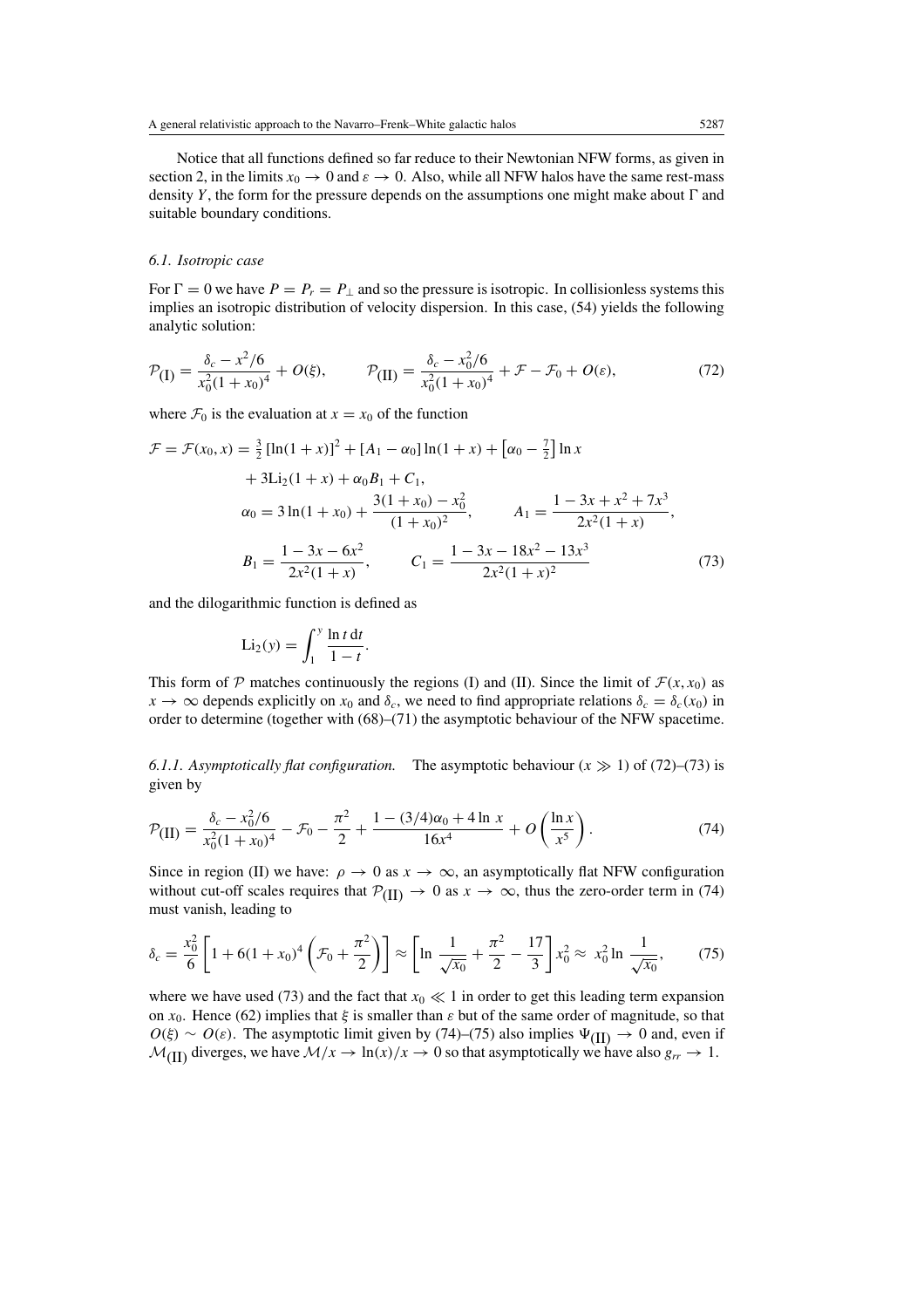Notice that all functions defined so far reduce to their Newtonian NFW forms, as given in section 2, in the limits $x_0 \to 0$ and $\varepsilon \to 0$. Also, while all NFW halos have the same rest-mass density $Y$, the form for the pressure depends on the assumptions one might make about $\Gamma$ and suitable boundary conditions.

### 6.1. Isotropic case

For $\Gamma = 0$ we have $P = P_r = P_\perp$ and so the pressure is isotropic. In collisionless systems this implies an isotropic distribution of velocity dispersion. In this case, (54) yields the following analytic solution:

$$\mathcal{P}_{\rm (I)} = \frac{\delta_c - x^2/6}{x_0^2(1+x_0)^4} + O(\xi), \qquad \mathcal{P}_{\rm (II)} = \frac{\delta_c - x_0^2/6}{x_0^2(1+x_0)^4} + \mathcal{F} - \mathcal{F}_0 + O(\varepsilon), \tag{72}$$

where $\mathcal{F}_0$ is the evaluation at $x = x_0$ of the function

$$\begin{aligned}
\mathcal{F} = \mathcal{F}(x_0, x) &= \tfrac{3}{2}\,[\ln(1+x)]^2 + [A_1 - \alpha_0]\ln(1+x) + \left[\alpha_0 - \tfrac{7}{2}\right]\ln x \\
&\quad + 3\mathrm{Li}_2(1+x) + \alpha_0 B_1 + C_1, \\
\alpha_0 &= 3\ln(1+x_0) + \frac{3(1+x_0) - x_0^2}{(1+x_0)^2}, \qquad A_1 = \frac{1 - 3x + x^2 + 7x^3}{2x^2(1+x)}, \\
B_1 &= \frac{1 - 3x - 6x^2}{2x^2(1+x)}, \qquad C_1 = \frac{1 - 3x - 18x^2 - 13x^3}{2x^2(1+x)^2}
\end{aligned} \tag{73}$$

and the dilogarithmic function is defined as

$$\mathrm{Li}_2(y) = \int_1^y \frac{\ln t \,\mathrm{d}t}{1-t}.$$

This form of $\mathcal{P}$ matches continuously the regions (I) and (II). Since the limit of $\mathcal{F}(x, x_0)$ as $x \to \infty$ depends explicitly on $x_0$ and $\delta_c$, we need to find appropriate relations $\delta_c = \delta_c(x_0)$ in order to determine (together with (68)–(71) the asymptotic behaviour of the NFW spacetime.

*6.1.1. Asymptotically flat configuration.* The asymptotic behaviour ($x \gg 1$) of (72)–(73) is given by

$$\mathcal{P}_{\rm (II)} = \frac{\delta_c - x_0^2/6}{x_0^2(1+x_0)^4} - \mathcal{F}_0 - \frac{\pi^2}{2} + \frac{1 - (3/4)\alpha_0 + 4\ln\, x}{16x^4} + O\left(\frac{\ln x}{x^5}\right). \tag{74}$$

Since in region (II) we have: $\rho \to 0$ as $x \to \infty$, an asymptotically flat NFW configuration without cut-off scales requires that $\mathcal{P}_{\rm (II)} \to 0$ as $x \to \infty$, thus the zero-order term in (74) must vanish, leading to

$$\delta_c = \frac{x_0^2}{6}\left[1 + 6(1+x_0)^4\left(\mathcal{F}_0 + \frac{\pi^2}{2}\right)\right] \approx \left[\ln\,\frac{1}{\sqrt{x_0}} + \frac{\pi^2}{2} - \frac{17}{3}\right]x_0^2 \approx\; x_0^2\ln\,\frac{1}{\sqrt{x_0}}, \tag{75}$$

where we have used (73) and the fact that $x_0 \ll 1$ in order to get this leading term expansion on $x_0$. Hence (62) implies that $\xi$ is smaller than $\varepsilon$ but of the same order of magnitude, so that $O(\xi) \sim O(\varepsilon)$. The asymptotic limit given by (74)–(75) also implies $\Psi_{\rm (II)} \to 0$ and, even if $\mathcal{M}_{\rm (II)}$ diverges, we have $\mathcal{M}/x \to \ln(x)/x \to 0$ so that asymptotically we have also $g_{rr} \to 1$.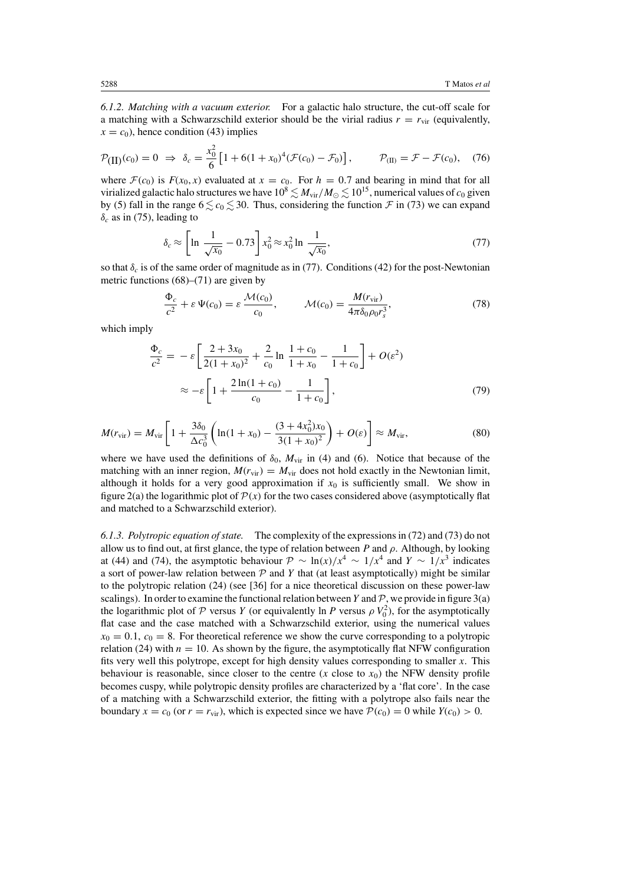*6.1.2. Matching with a vacuum exterior.* For a galactic halo structure, the cut-off scale for a matching with a Schwarzschild exterior should be the virial radius $r = r_{\rm vir}$ (equivalently, $x = c_0$), hence condition (43) implies

$$\mathcal{P}_{\rm (II)}(c_0) = 0 \;\Rightarrow\; \delta_c = \frac{x_0^2}{6}\left[1 + 6(1+x_0)^4(\mathcal{F}(c_0) - \mathcal{F}_0)\right], \qquad \mathcal{P}_{\rm (II)} = \mathcal{F} - \mathcal{F}(c_0), \quad (76)$$

where $\mathcal{F}(c_0)$ is $F(x_0, x)$ evaluated at $x = c_0$. For $h = 0.7$ and bearing in mind that for all virialized galactic halo structures we have $10^8 \lesssim M_{\rm vir}/M_\odot \lesssim 10^{15}$, numerical values of $c_0$ given by (5) fall in the range $6 \lesssim c_0 \lesssim 30$. Thus, considering the function $\mathcal{F}$ in (73) we can expand $\delta_c$ as in (75), leading to

$$\delta_c \approx \left[\ln \frac{1}{\sqrt{x_0}} - 0.73\right] x_0^2 \approx x_0^2 \ln \frac{1}{\sqrt{x_0}}, \quad (77)$$

so that $\delta_c$ is of the same order of magnitude as in (77). Conditions (42) for the post-Newtonian metric functions (68)–(71) are given by

$$\frac{\Phi_c}{c^2} + \varepsilon\,\Psi(c_0) = \varepsilon\,\frac{\mathcal{M}(c_0)}{c_0}, \qquad \mathcal{M}(c_0) = \frac{M(r_{\rm vir})}{4\pi\delta_0\rho_0 r_s^3}, \quad (78)$$

which imply

$$\begin{aligned}
\frac{\Phi_c}{c^2} &= -\,\varepsilon\left[\frac{2+3x_0}{2(1+x_0)^2} + \frac{2}{c_0}\ln\frac{1+c_0}{1+x_0} - \frac{1}{1+c_0}\right] + O(\varepsilon^2) \\
&\approx -\varepsilon\left[1 + \frac{2\ln(1+c_0)}{c_0} - \frac{1}{1+c_0}\right],
\end{aligned} \quad (79)$$

$$M(r_{\rm vir}) = M_{\rm vir}\left[1 + \frac{3\delta_0}{\Delta c_0^3}\left(\ln(1+x_0) - \frac{(3+4x_0^2)x_0}{3(1+x_0)^2}\right) + O(\varepsilon)\right] \approx M_{\rm vir}, \quad (80)$$

where we have used the definitions of $\delta_0$, $M_{\rm vir}$ in (4) and (6). Notice that because of the matching with an inner region, $M(r_{\rm vir}) = M_{\rm vir}$ does not hold exactly in the Newtonian limit, although it holds for a very good approximation if $x_0$ is sufficiently small. We show in figure 2(a) the logarithmic plot of $\mathcal{P}(x)$ for the two cases considered above (asymptotically flat and matched to a Schwarzschild exterior).

*6.1.3. Polytropic equation of state.* The complexity of the expressions in (72) and (73) do not allow us to find out, at first glance, the type of relation between $P$ and $\rho$. Although, by looking at (44) and (74), the asymptotic behaviour $\mathcal{P} \sim \ln(x)/x^4 \sim 1/x^4$ and $Y \sim 1/x^3$ indicates a sort of power-law relation between $\mathcal{P}$ and $Y$ that (at least asymptotically) might be similar to the polytropic relation (24) (see [36] for a nice theoretical discussion on these power-law scalings). In order to examine the functional relation between $Y$ and $\mathcal{P}$, we provide in figure 3(a) the logarithmic plot of $\mathcal{P}$ versus $Y$ (or equivalently $\ln P$ versus $\rho V_0^2$), for the asymptotically flat case and the case matched with a Schwarzschild exterior, using the numerical values $x_0 = 0.1$, $c_0 = 8$. For theoretical reference we show the curve corresponding to a polytropic relation (24) with $n = 10$. As shown by the figure, the asymptotically flat NFW configuration fits very well this polytrope, except for high density values corresponding to smaller $x$. This behaviour is reasonable, since closer to the centre ($x$ close to $x_0$) the NFW density profile becomes cuspy, while polytropic density profiles are characterized by a 'flat core'. In the case of a matching with a Schwarzschild exterior, the fitting with a polytrope also fails near the boundary $x = c_0$ (or $r = r_{\rm vir}$), which is expected since we have $\mathcal{P}(c_0) = 0$ while $Y(c_0) > 0$.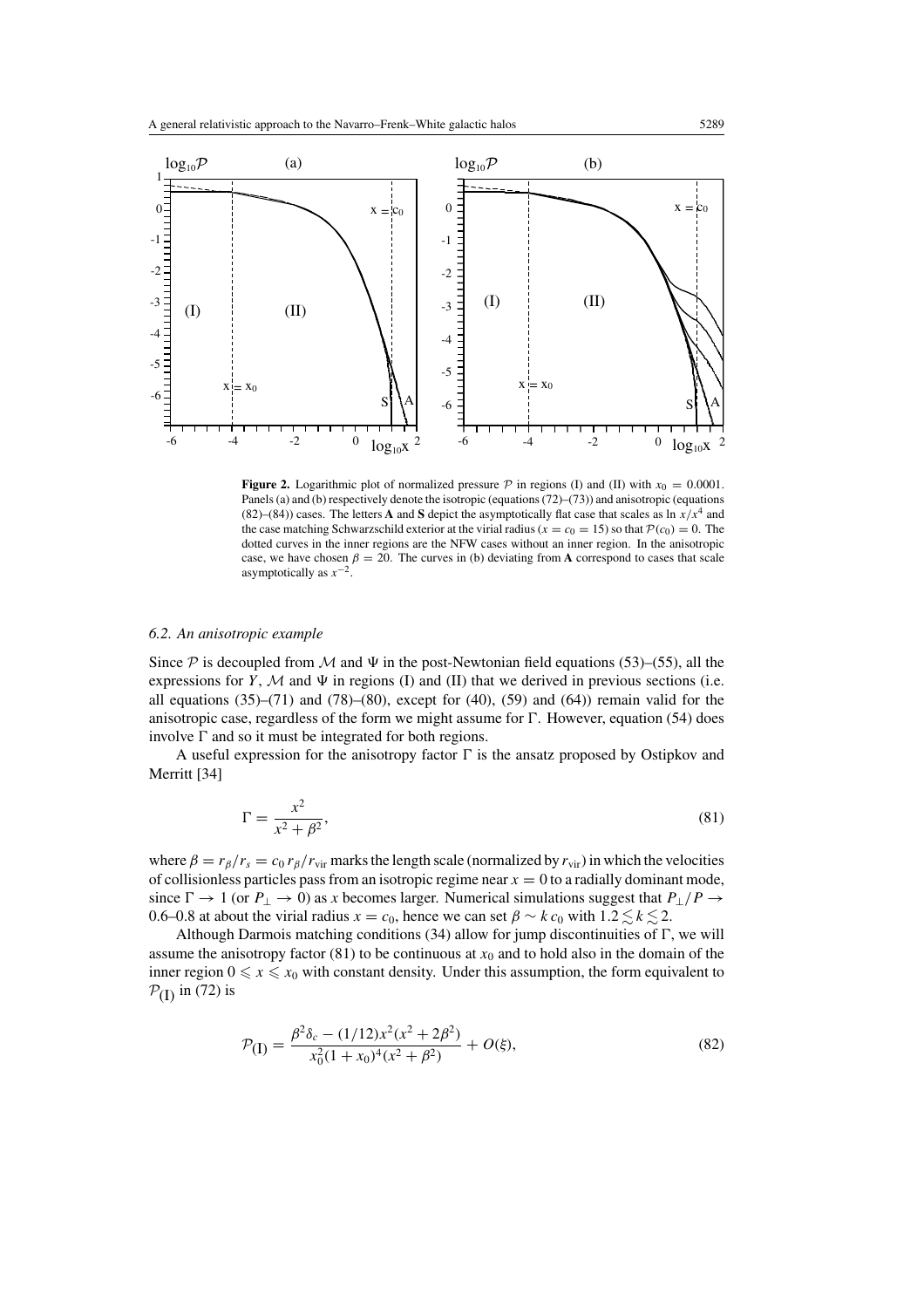**Figure 2.** Logarithmic plot of normalized pressure $\mathcal{P}$ in regions (I) and (II) with $x_0 = 0.0001$. Panels (a) and (b) respectively denote the isotropic (equations (72)–(73)) and anisotropic (equations (82)–(84)) cases. The letters **A** and **S** depict the asymptotically flat case that scales as $\ln x/x^4$ and the case matching Schwarzschild exterior at the virial radius ($x = c_0 = 15$) so that $\mathcal{P}(c_0) = 0$. The dotted curves in the inner regions are the NFW cases without an inner region. In the anisotropic case, we have chosen $\beta = 20$. The curves in (b) deviating from **A** correspond to cases that scale asymptotically as $x^{-2}$.

### 6.2. An anisotropic example

Since $\mathcal{P}$ is decoupled from $\mathcal{M}$ and $\Psi$ in the post-Newtonian field equations (53)–(55), all the expressions for $Y$, $\mathcal{M}$ and $\Psi$ in regions (I) and (II) that we derived in previous sections (i.e. all equations (35)–(71) and (78)–(80), except for (40), (59) and (64)) remain valid for the anisotropic case, regardless of the form we might assume for $\Gamma$. However, equation (54) does involve $\Gamma$ and so it must be integrated for both regions.

A useful expression for the anisotropy factor $\Gamma$ is the ansatz proposed by Ostipkov and Merritt [34]

$$\Gamma = \frac{x^2}{x^2 + \beta^2}, \tag{81}$$

where $\beta = r_\beta/r_s = c_0\, r_\beta/r_{\text{vir}}$ marks the length scale (normalized by $r_{\text{vir}}$) in which the velocities of collisionless particles pass from an isotropic regime near $x = 0$ to a radially dominant mode, since $\Gamma \to 1$ (or $P_\perp \to 0$) as $x$ becomes larger. Numerical simulations suggest that $P_\perp/P \to$ 0.6–0.8 at about the virial radius $x = c_0$, hence we can set $\beta \sim k\, c_0$ with $1.2 \lesssim k \lesssim 2$.

Although Darmois matching conditions (34) allow for jump discontinuities of $\Gamma$, we will assume the anisotropy factor (81) to be continuous at $x_0$ and to hold also in the domain of the inner region $0 \leqslant x \leqslant x_0$ with constant density. Under this assumption, the form equivalent to $\mathcal{P}_{(\text{I})}$ in (72) is

$$\mathcal{P}_{(\text{I})} = \frac{\beta^2 \delta_c - (1/12)x^2(x^2 + 2\beta^2)}{x_0^2(1 + x_0)^4(x^2 + \beta^2)} + O(\xi), \tag{82}$$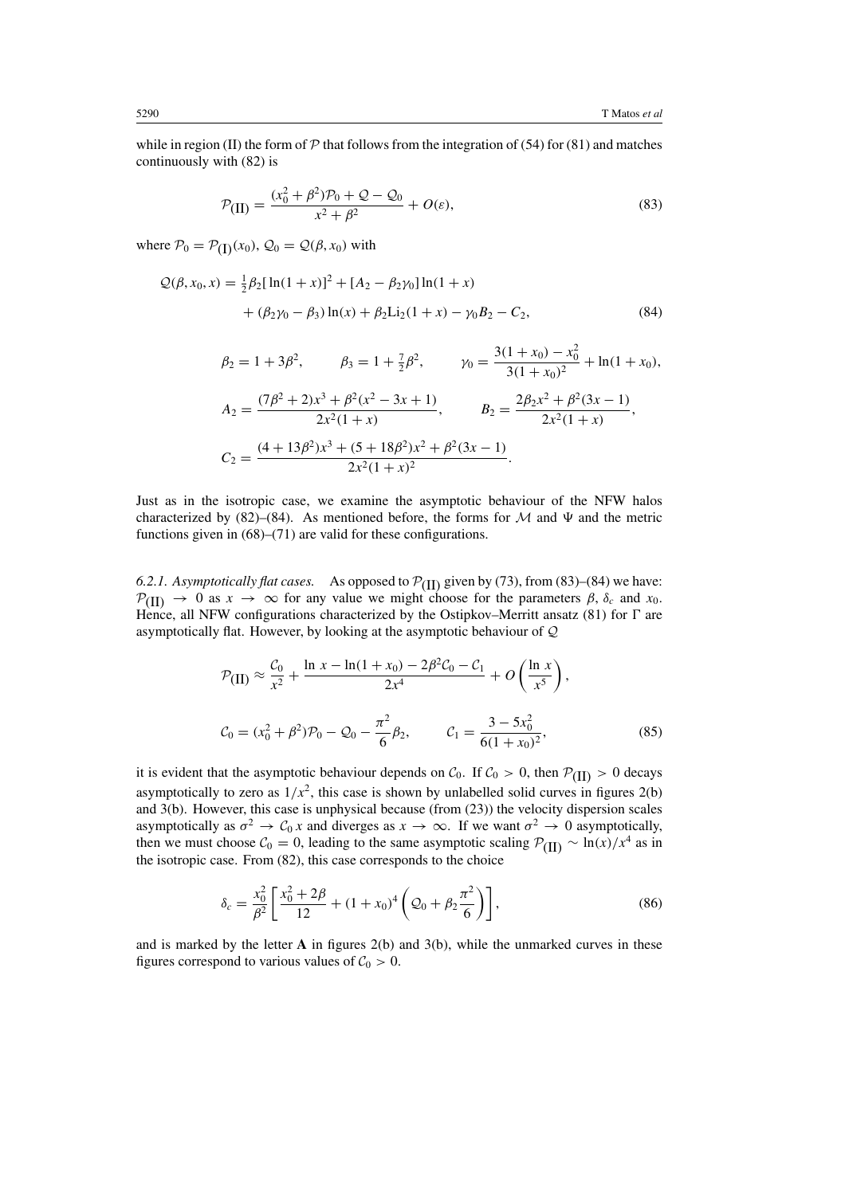while in region (II) the form of $\mathcal{P}$ that follows from the integration of (54) for (81) and matches continuously with (82) is

$$\mathcal{P}_{(\mathrm{II})} = \frac{(x_0^2+\beta^2)\mathcal{P}_0 + \mathcal{Q} - \mathcal{Q}_0}{x^2+\beta^2} + O(\varepsilon), \tag{83}$$

where $\mathcal{P}_0 = \mathcal{P}_{(\mathrm{I})}(x_0)$, $\mathcal{Q}_0 = \mathcal{Q}(\beta, x_0)$ with

$$\begin{aligned}\mathcal{Q}(\beta, x_0, x) &= \tfrac{1}{2}\beta_2[\ln(1+x)]^2 + [A_2 - \beta_2\gamma_0]\ln(1+x) \\ &\quad + (\beta_2\gamma_0 - \beta_3)\ln(x) + \beta_2 \mathrm{Li}_2(1+x) - \gamma_0 B_2 - C_2,\end{aligned} \tag{84}$$

$$\beta_2 = 1+3\beta^2, \qquad \beta_3 = 1+\tfrac{7}{2}\beta^2, \qquad \gamma_0 = \frac{3(1+x_0)-x_0^2}{3(1+x_0)^2} + \ln(1+x_0),$$

$$A_2 = \frac{(7\beta^2+2)x^3 + \beta^2(x^2-3x+1)}{2x^2(1+x)}, \qquad B_2 = \frac{2\beta_2 x^2 + \beta^2(3x-1)}{2x^2(1+x)},$$

$$C_2 = \frac{(4+13\beta^2)x^3 + (5+18\beta^2)x^2 + \beta^2(3x-1)}{2x^2(1+x)^2}.$$

Just as in the isotropic case, we examine the asymptotic behaviour of the NFW halos characterized by (82)–(84). As mentioned before, the forms for $\mathcal{M}$ and $\Psi$ and the metric functions given in (68)–(71) are valid for these configurations.

*6.2.1. Asymptotically flat cases.* As opposed to $\mathcal{P}_{(\mathrm{II})}$ given by (73), from (83)–(84) we have: $\mathcal{P}_{(\mathrm{II})} \to 0$ as $x \to \infty$ for any value we might choose for the parameters $\beta$, $\delta_c$ and $x_0$. Hence, all NFW configurations characterized by the Ostipkov–Merritt ansatz (81) for $\Gamma$ are asymptotically flat. However, by looking at the asymptotic behaviour of $\mathcal{Q}$

$$\mathcal{P}_{(\mathrm{II})} \approx \frac{\mathcal{C}_0}{x^2} + \frac{\ln x - \ln(1+x_0) - 2\beta^2\mathcal{C}_0 - \mathcal{C}_1}{2x^4} + O\left(\frac{\ln x}{x^5}\right),$$

$$\mathcal{C}_0 = (x_0^2+\beta^2)\mathcal{P}_0 - \mathcal{Q}_0 - \frac{\pi^2}{6}\beta_2, \qquad \mathcal{C}_1 = \frac{3-5x_0^2}{6(1+x_0)^2}, \tag{85}$$

it is evident that the asymptotic behaviour depends on $\mathcal{C}_0$. If $\mathcal{C}_0 > 0$, then $\mathcal{P}_{(\mathrm{II})} > 0$ decays asymptotically to zero as $1/x^2$, this case is shown by unlabelled solid curves in figures 2(b) and 3(b). However, this case is unphysical because (from (23)) the velocity dispersion scales asymptotically as $\sigma^2 \to \mathcal{C}_0\, x$ and diverges as $x \to \infty$. If we want $\sigma^2 \to 0$ asymptotically, then we must choose $\mathcal{C}_0 = 0$, leading to the same asymptotic scaling $\mathcal{P}_{(\mathrm{II})} \sim \ln(x)/x^4$ as in the isotropic case. From (82), this case corresponds to the choice

$$\delta_c = \frac{x_0^2}{\beta^2}\left[\frac{x_0^2+2\beta}{12} + (1+x_0)^4\left(\mathcal{Q}_0 + \beta_2\frac{\pi^2}{6}\right)\right], \tag{86}$$

and is marked by the letter **A** in figures 2(b) and 3(b), while the unmarked curves in these figures correspond to various values of $\mathcal{C}_0 > 0$.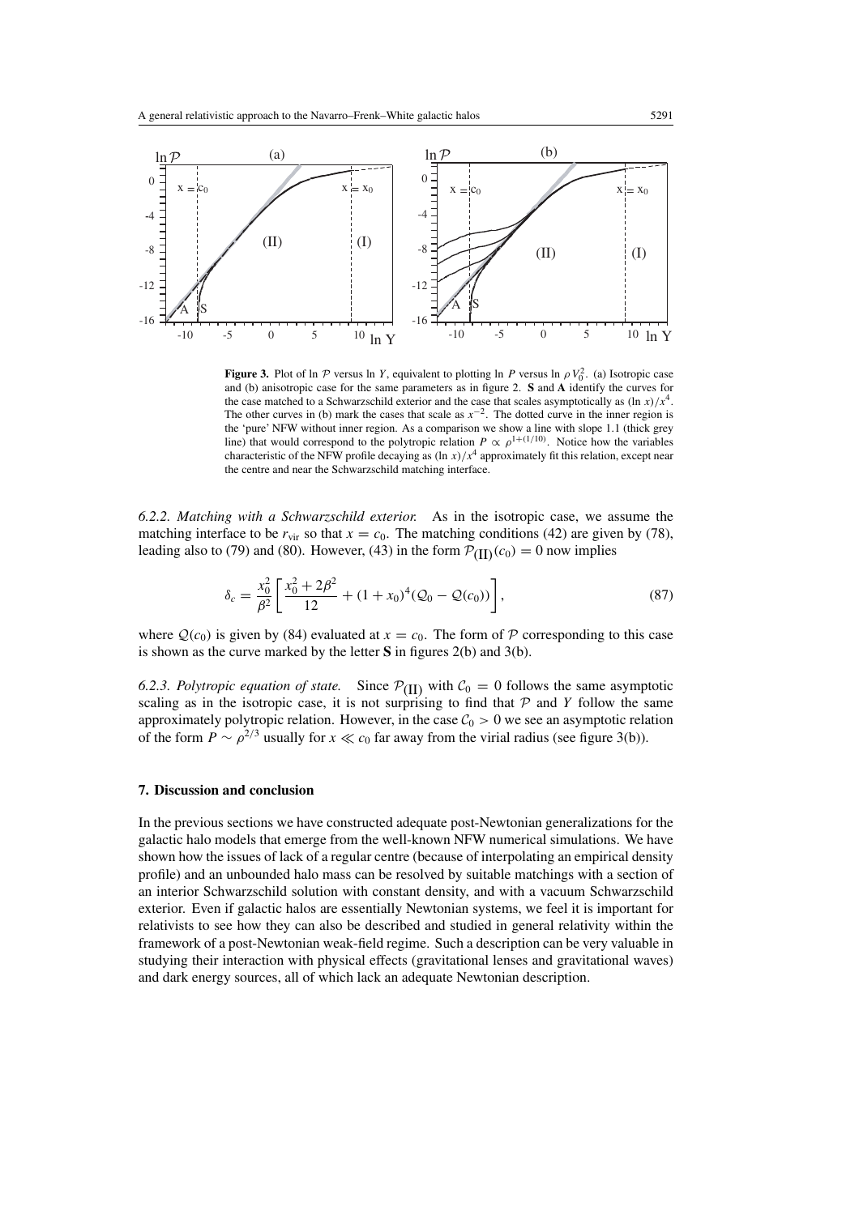**Figure 3.** Plot of $\ln \mathcal{P}$ versus $\ln Y$, equivalent to plotting $\ln P$ versus $\ln \rho V_0^2$. (a) Isotropic case and (b) anisotropic case for the same parameters as in figure 2. **S** and **A** identify the curves for the case matched to a Schwarzschild exterior and the case that scales asymptotically as $(\ln x)/x^4$. The other curves in (b) mark the cases that scale as $x^{-2}$. The dotted curve in the inner region is the 'pure' NFW without inner region. As a comparison we show a line with slope 1.1 (thick grey line) that would correspond to the polytropic relation $P \propto \rho^{1+(1/10)}$. Notice how the variables characteristic of the NFW profile decaying as $(\ln x)/x^4$ approximately fit this relation, except near the centre and near the Schwarzschild matching interface.

*6.2.2. Matching with a Schwarzschild exterior.* As in the isotropic case, we assume the matching interface to be $r_{\mathrm{vir}}$ so that $x = c_0$. The matching conditions (42) are given by (78), leading also to (79) and (80). However, (43) in the form $\mathcal{P}_{(\mathrm{II})}(c_0) = 0$ now implies

$$\delta_c = \frac{x_0^2}{\beta^2}\left[\frac{x_0^2 + 2\beta^2}{12} + (1 + x_0)^4(\mathcal{Q}_0 - \mathcal{Q}(c_0))\right], \tag{87}$$

where $\mathcal{Q}(c_0)$ is given by (84) evaluated at $x = c_0$. The form of $\mathcal{P}$ corresponding to this case is shown as the curve marked by the letter **S** in figures 2(b) and 3(b).

*6.2.3. Polytropic equation of state.* Since $\mathcal{P}_{(\mathrm{II})}$ with $\mathcal{C}_0 = 0$ follows the same asymptotic scaling as in the isotropic case, it is not surprising to find that $\mathcal{P}$ and $Y$ follow the same approximately polytropic relation. However, in the case $\mathcal{C}_0 > 0$ we see an asymptotic relation of the form $P \sim \rho^{2/3}$ usually for $x \ll c_0$ far away from the virial radius (see figure 3(b)).

## 7. Discussion and conclusion

In the previous sections we have constructed adequate post-Newtonian generalizations for the galactic halo models that emerge from the well-known NFW numerical simulations. We have shown how the issues of lack of a regular centre (because of interpolating an empirical density profile) and an unbounded halo mass can be resolved by suitable matchings with a section of an interior Schwarzschild solution with constant density, and with a vacuum Schwarzschild exterior. Even if galactic halos are essentially Newtonian systems, we feel it is important for relativists to see how they can also be described and studied in general relativity within the framework of a post-Newtonian weak-field regime. Such a description can be very valuable in studying their interaction with physical effects (gravitational lenses and gravitational waves) and dark energy sources, all of which lack an adequate Newtonian description.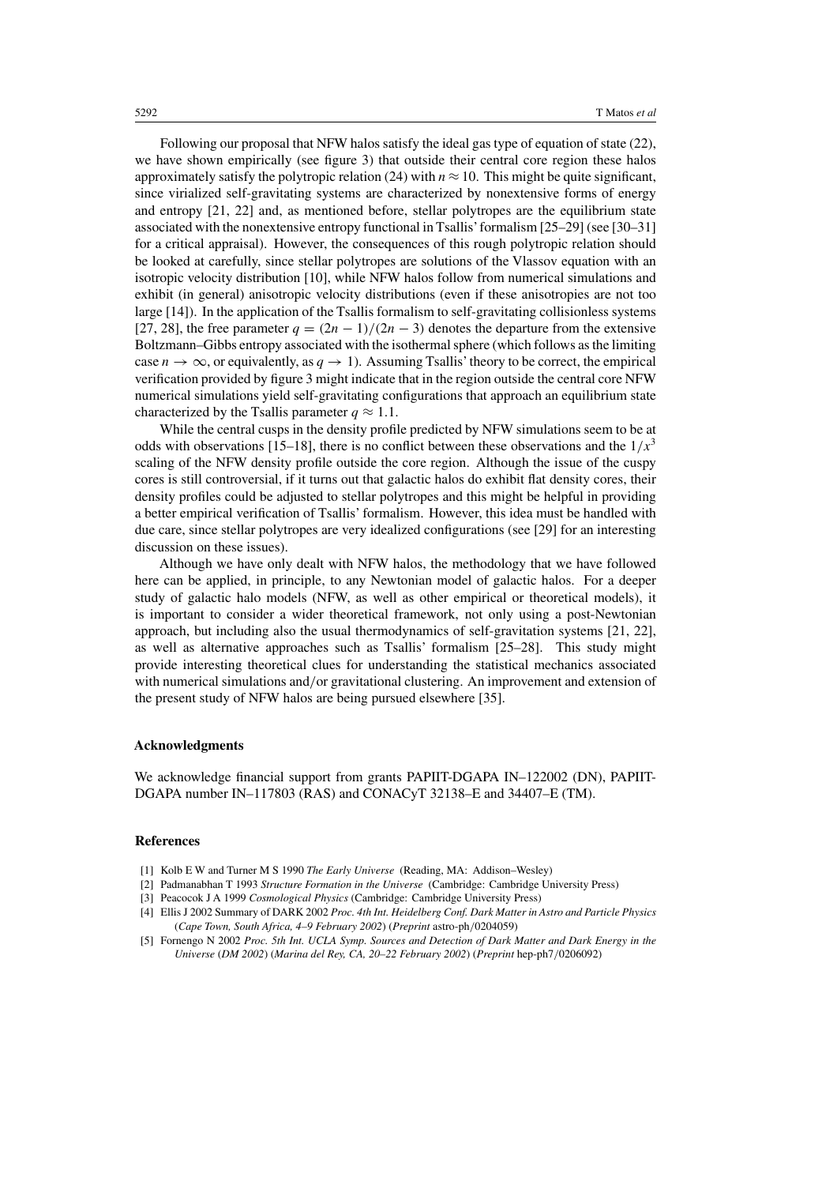Following our proposal that NFW halos satisfy the ideal gas type of equation of state (22), we have shown empirically (see figure 3) that outside their central core region these halos approximately satisfy the polytropic relation (24) with $n \approx 10$. This might be quite significant, since virialized self-gravitating systems are characterized by nonextensive forms of energy and entropy [21, 22] and, as mentioned before, stellar polytropes are the equilibrium state associated with the nonextensive entropy functional in Tsallis' formalism [25–29] (see [30–31] for a critical appraisal). However, the consequences of this rough polytropic relation should be looked at carefully, since stellar polytropes are solutions of the Vlassov equation with an isotropic velocity distribution [10], while NFW halos follow from numerical simulations and exhibit (in general) anisotropic velocity distributions (even if these anisotropies are not too large [14]). In the application of the Tsallis formalism to self-gravitating collisionless systems [27, 28], the free parameter $q = (2n-1)/(2n-3)$ denotes the departure from the extensive Boltzmann–Gibbs entropy associated with the isothermal sphere (which follows as the limiting case $n \to \infty$, or equivalently, as $q \to 1$). Assuming Tsallis' theory to be correct, the empirical verification provided by figure 3 might indicate that in the region outside the central core NFW numerical simulations yield self-gravitating configurations that approach an equilibrium state characterized by the Tsallis parameter $q \approx 1.1$.

While the central cusps in the density profile predicted by NFW simulations seem to be at odds with observations [15–18], there is no conflict between these observations and the $1/x^3$ scaling of the NFW density profile outside the core region. Although the issue of the cuspy cores is still controversial, if it turns out that galactic halos do exhibit flat density cores, their density profiles could be adjusted to stellar polytropes and this might be helpful in providing a better empirical verification of Tsallis' formalism. However, this idea must be handled with due care, since stellar polytropes are very idealized configurations (see [29] for an interesting discussion on these issues).

Although we have only dealt with NFW halos, the methodology that we have followed here can be applied, in principle, to any Newtonian model of galactic halos. For a deeper study of galactic halo models (NFW, as well as other empirical or theoretical models), it is important to consider a wider theoretical framework, not only using a post-Newtonian approach, but including also the usual thermodynamics of self-gravitation systems [21, 22], as well as alternative approaches such as Tsallis' formalism [25–28]. This study might provide interesting theoretical clues for understanding the statistical mechanics associated with numerical simulations and/or gravitational clustering. An improvement and extension of the present study of NFW halos are being pursued elsewhere [35].

### Acknowledgments

We acknowledge financial support from grants PAPIIT-DGAPA IN–122002 (DN), PAPIIT-DGAPA number IN–117803 (RAS) and CONACyT 32138–E and 34407–E (TM).

### References

[1] Kolb E W and Turner M S 1990 *The Early Universe* (Reading, MA: Addison–Wesley)

[2] Padmanabhan T 1993 *Structure Formation in the Universe* (Cambridge: Cambridge University Press)

[3] Peacocok J A 1999 *Cosmological Physics* (Cambridge: Cambridge University Press)

[4] Ellis J 2002 Summary of DARK 2002 *Proc. 4th Int. Heidelberg Conf. Dark Matter in Astro and Particle Physics* (*Cape Town, South Africa, 4–9 February 2002*) (*Preprint* astro-ph/0204059)

[5] Fornengo N 2002 *Proc. 5th Int. UCLA Symp. Sources and Detection of Dark Matter and Dark Energy in the Universe* (*DM 2002*) (*Marina del Rey, CA, 20–22 February 2002*) (*Preprint* hep-ph7/0206092)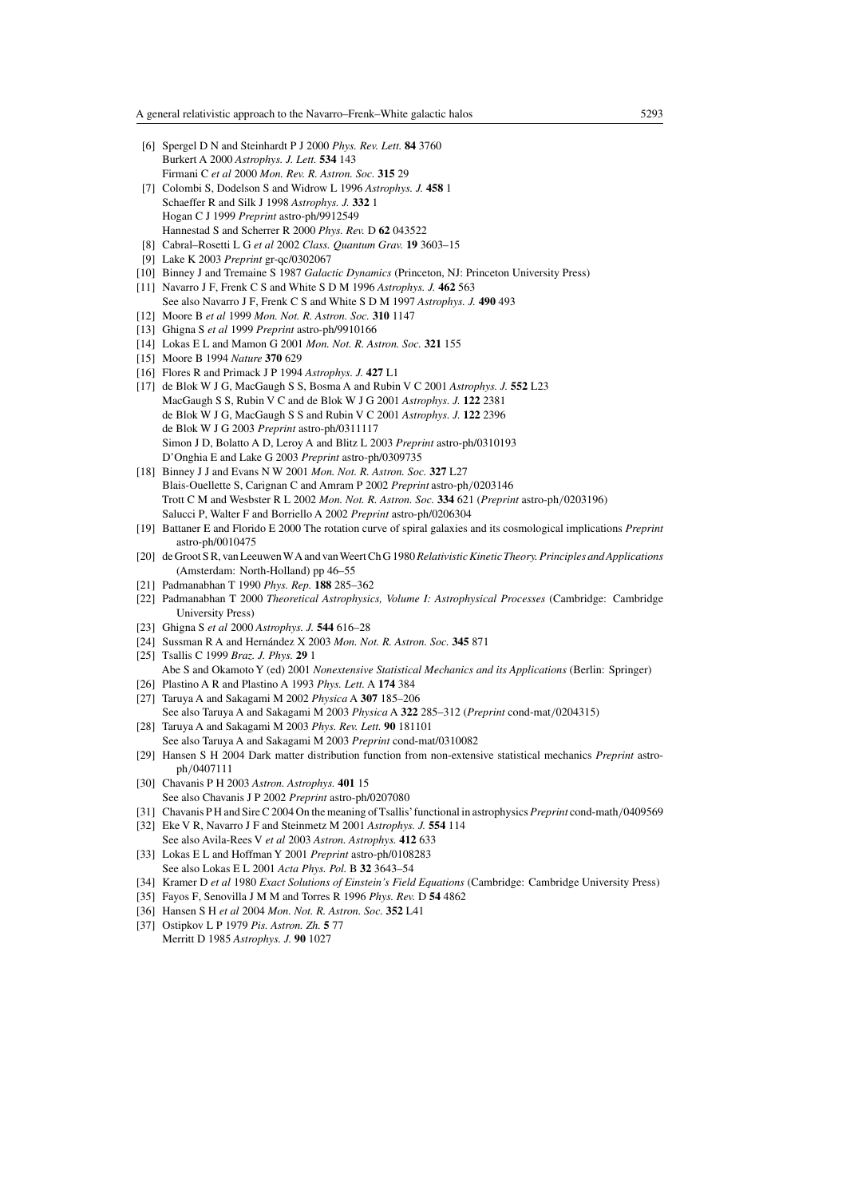[6] Spergel D N and Steinhardt P J 2000 *Phys. Rev. Lett.* **84** 3760
Burkert A 2000 *Astrophys. J. Lett.* **534** 143
Firmani C *et al* 2000 *Mon. Rev. R. Astron. Soc.* **315** 29

[7] Colombi S, Dodelson S and Widrow L 1996 *Astrophys. J.* **458** 1
Schaeffer R and Silk J 1998 *Astrophys. J.* **332** 1
Hogan C J 1999 *Preprint* astro-ph/9912549
Hannestad S and Scherrer R 2000 *Phys. Rev.* D **62** 043522

[8] Cabral–Rosetti L G *et al* 2002 *Class. Quantum Grav.* **19** 3603–15

[9] Lake K 2003 *Preprint* gr-qc/0302067

[10] Binney J and Tremaine S 1987 *Galactic Dynamics* (Princeton, NJ: Princeton University Press)

[11] Navarro J F, Frenk C S and White S D M 1996 *Astrophys. J.* **462** 563
See also Navarro J F, Frenk C S and White S D M 1997 *Astrophys. J.* **490** 493

[12] Moore B *et al* 1999 *Mon. Not. R. Astron. Soc.* **310** 1147

[13] Ghigna S *et al* 1999 *Preprint* astro-ph/9910166

[14] Lokas E L and Mamon G 2001 *Mon. Not. R. Astron. Soc.* **321** 155

[15] Moore B 1994 *Nature* **370** 629

[16] Flores R and Primack J P 1994 *Astrophys. J.* **427** L1

[17] de Blok W J G, MacGaugh S S, Bosma A and Rubin V C 2001 *Astrophys. J.* **552** L23
MacGaugh S S, Rubin V C and de Blok W J G 2001 *Astrophys. J.* **122** 2381
de Blok W J G, MacGaugh S S and Rubin V C 2001 *Astrophys. J.* **122** 2396
de Blok W J G 2003 *Preprint* astro-ph/0311117
Simon J D, Bolatto A D, Leroy A and Blitz L 2003 *Preprint* astro-ph/0310193
D'Onghia E and Lake G 2003 *Preprint* astro-ph/0309735

[18] Binney J J and Evans N W 2001 *Mon. Not. R. Astron. Soc.* **327** L27
Blais-Ouellette S, Carignan C and Amram P 2002 *Preprint* astro-ph/0203146
Trott C M and Wesbster R L 2002 *Mon. Not. R. Astron. Soc.* **334** 621 (*Preprint* astro-ph/0203196)
Salucci P, Walter F and Borriello A 2002 *Preprint* astro-ph/0206304

[19] Battaner E and Florido E 2000 The rotation curve of spiral galaxies and its cosmological implications *Preprint* astro-ph/0010475

[20] de Groot S R, van Leeuwen W A and van Weert Ch G 1980 *Relativistic Kinetic Theory. Principles and Applications* (Amsterdam: North-Holland) pp 46–55

[21] Padmanabhan T 1990 *Phys. Rep.* **188** 285–362

[22] Padmanabhan T 2000 *Theoretical Astrophysics, Volume I: Astrophysical Processes* (Cambridge: Cambridge University Press)

[23] Ghigna S *et al* 2000 *Astrophys. J.* **544** 616–28

[24] Sussman R A and Hernández X 2003 *Mon. Not. R. Astron. Soc.* **345** 871

[25] Tsallis C 1999 *Braz. J. Phys.* **29** 1
Abe S and Okamoto Y (ed) 2001 *Nonextensive Statistical Mechanics and its Applications* (Berlin: Springer)

[26] Plastino A R and Plastino A 1993 *Phys. Lett.* A **174** 384

[27] Taruya A and Sakagami M 2002 *Physica* A **307** 185–206
See also Taruya A and Sakagami M 2003 *Physica* A **322** 285–312 (*Preprint* cond-mat/0204315)

[28] Taruya A and Sakagami M 2003 *Phys. Rev. Lett.* **90** 181101
See also Taruya A and Sakagami M 2003 *Preprint* cond-mat/0310082

[29] Hansen S H 2004 Dark matter distribution function from non-extensive statistical mechanics *Preprint* astro-ph/0407111

[30] Chavanis P H 2003 *Astron. Astrophys.* **401** 15
See also Chavanis J P 2002 *Preprint* astro-ph/0207080

[31] Chavanis P H and Sire C 2004 On the meaning of Tsallis' functional in astrophysics *Preprint* cond-math/0409569

[32] Eke V R, Navarro J F and Steinmetz M 2001 *Astrophys. J.* **554** 114
See also Avila-Rees V *et al* 2003 *Astron. Astrophys.* **412** 633

[33] Lokas E L and Hoffman Y 2001 *Preprint* astro-ph/0108283
See also Lokas E L 2001 *Acta Phys. Pol.* B **32** 3643–54

[34] Kramer D *et al* 1980 *Exact Solutions of Einstein's Field Equations* (Cambridge: Cambridge University Press)

[35] Fayos F, Senovilla J M M and Torres R 1996 *Phys. Rev.* D **54** 4862

[36] Hansen S H *et al* 2004 *Mon. Not. R. Astron. Soc.* **352** L41

[37] Ostipkov L P 1979 *Pis. Astron. Zh.* **5** 77
Merritt D 1985 *Astrophys. J.* **90** 1027